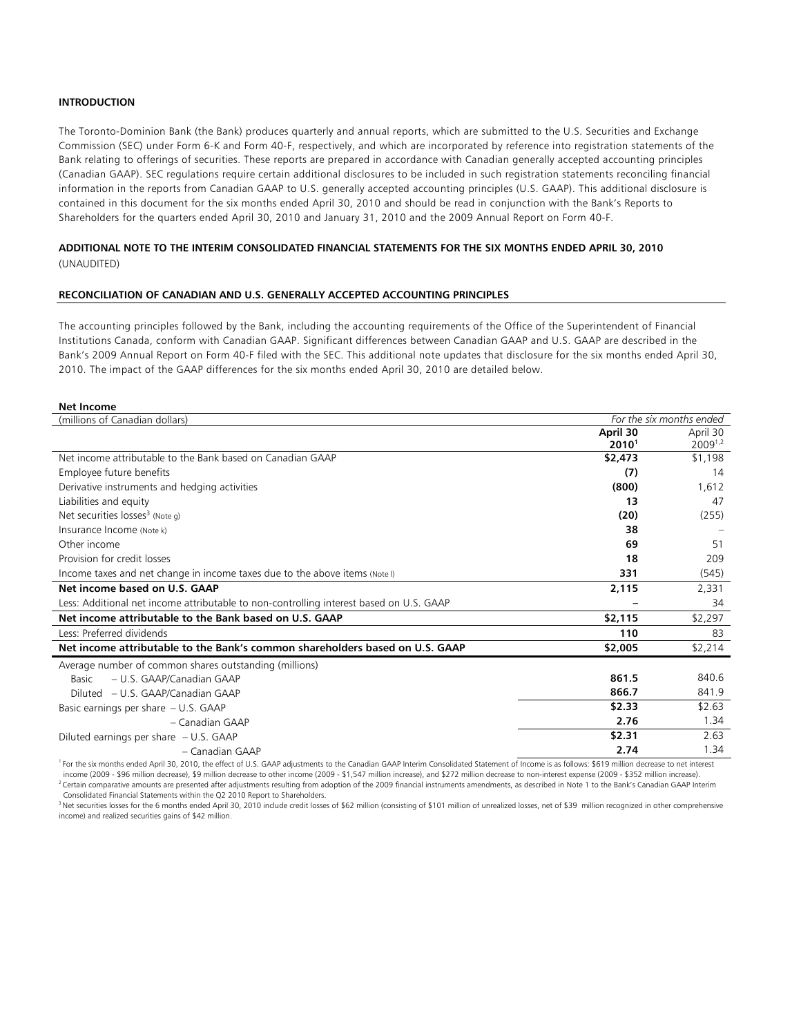**INTRODUCTION**

The Toronto-Dominion Bank (the Bank) produces quarterly and annual reports, which are submitted to the U.S. Securities and Exchange Commission (SEC) under Form 6-K and Form 40-F, respectively, and which are incorporated by reference into registration statements of the Bank relating to offerings of securities. These reports are prepared in accordance with Canadian generally accepted accounting principles (Canadian GAAP). SEC regulations require certain additional disclosures to be included in such registration statements reconciling financial information in the reports from Canadian GAAP to U.S. generally accepted accounting principles (U.S. GAAP). This additional disclosure is contained in this document for the six months ended April 30, 2010 and should be read in conjunction with the Bank's Reports to Shareholders for the quarters ended April 30, 2010 and January 31, 2010 and the 2009 Annual Report on Form 40-F.

**ADDITIONAL NOTE TO THE INTERIM CONSOLIDATED FINANCIAL STATEMENTS FOR THE SIX MONTHS ENDED APRIL 30, 2010**
(UNAUDITED)

**RECONCILIATION OF CANADIAN AND U.S. GENERALLY ACCEPTED ACCOUNTING PRINCIPLES**

The accounting principles followed by the Bank, including the accounting requirements of the Office of the Superintendent of Financial Institutions Canada, conform with Canadian GAAP. Significant differences between Canadian GAAP and U.S. GAAP are described in the Bank's 2009 Annual Report on Form 40-F filed with the SEC. This additional note updates that disclosure for the six months ended April 30, 2010. The impact of the GAAP differences for the six months ended April 30, 2010 are detailed below.

**Net Income**

| (millions of Canadian dollars) | *For the six months ended* | |
|---|---|---|
| | **April 30 2010**[1] | April 30 2009[1,2] |
| Net income attributable to the Bank based on Canadian GAAP | **$2,473** | $1,198 |
| Employee future benefits | **(7)** | 14 |
| Derivative instruments and hedging activities | **(800)** | 1,612 |
| Liabilities and equity | **13** | 47 |
| Net securities losses[3] (Note g) | **(20)** | (255) |
| Insurance Income (Note k) | **38** | – |
| Other income | **69** | 51 |
| Provision for credit losses | **18** | 209 |
| Income taxes and net change in income taxes due to the above items (Note l) | **331** | (545) |
| **Net income based on U.S. GAAP** | **2,115** | 2,331 |
| Less: Additional net income attributable to non-controlling interest based on U.S. GAAP | **–** | 34 |
| **Net income attributable to the Bank based on U.S. GAAP** | **$2,115** | $2,297 |
| Less: Preferred dividends | **110** | 83 |
| **Net income attributable to the Bank's common shareholders based on U.S. GAAP** | **$2,005** | $2,214 |
| Average number of common shares outstanding (millions) | | |
| Basic – U.S. GAAP/Canadian GAAP | **861.5** | 840.6 |
| Diluted – U.S. GAAP/Canadian GAAP | **866.7** | 841.9 |
| Basic earnings per share – U.S. GAAP | **$2.33** | $2.63 |
| – Canadian GAAP | **2.76** | 1.34 |
| Diluted earnings per share – U.S. GAAP | **$2.31** | 2.63 |
| – Canadian GAAP | **2.74** | 1.34 |

[1] For the six months ended April 30, 2010, the effect of U.S. GAAP adjustments to the Canadian GAAP Interim Consolidated Statement of Income is as follows: $619 million decrease to net interest income (2009 - $96 million decrease), $9 million decrease to other income (2009 - $1,547 million increase), and $272 million decrease to non-interest expense (2009 - $352 million increase).

[2] Certain comparative amounts are presented after adjustments resulting from adoption of the 2009 financial instruments amendments, as described in Note 1 to the Bank's Canadian GAAP Interim Consolidated Financial Statements within the Q2 2010 Report to Shareholders.

[3] Net securities losses for the 6 months ended April 30, 2010 include credit losses of $62 million (consisting of $101 million of unrealized losses, net of $39 million recognized in other comprehensive income) and realized securities gains of $42 million.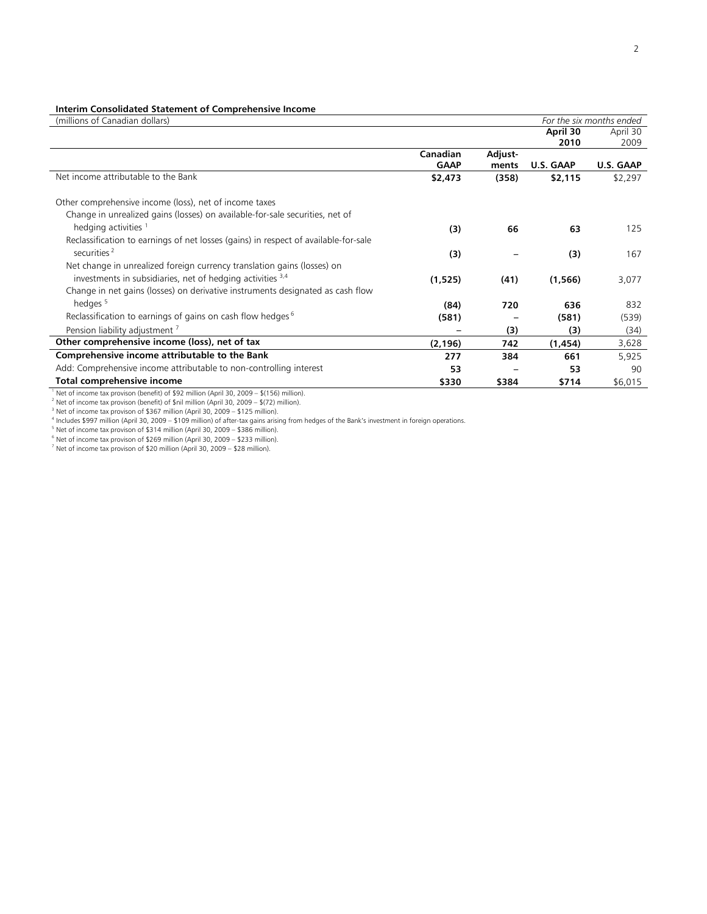**Interim Consolidated Statement of Comprehensive Income**

| (millions of Canadian dollars) | | | *For the six months ended* | |
|---|---|---|---|---|
| | | | **April 30 2010** | April 30 2009 |
| | **Canadian GAAP** | **Adjust-ments** | **U.S. GAAP** | **U.S. GAAP** |
| Net income attributable to the Bank | **$2,473** | **(358)** | **$2,115** | $2,297 |
| Other comprehensive income (loss), net of income taxes | | | | |
| Change in unrealized gains (losses) on available-for-sale securities, net of hedging activities [1] | **(3)** | **66** | **63** | 125 |
| Reclassification to earnings of net losses (gains) in respect of available-for-sale securities [2] | **(3)** | **–** | **(3)** | 167 |
| Net change in unrealized foreign currency translation gains (losses) on investments in subsidiaries, net of hedging activities [3,4] | **(1,525)** | **(41)** | **(1,566)** | 3,077 |
| Change in net gains (losses) on derivative instruments designated as cash flow hedges [5] | **(84)** | **720** | **636** | 832 |
| Reclassification to earnings of gains on cash flow hedges [6] | **(581)** | **–** | **(581)** | (539) |
| Pension liability adjustment [7] | **–** | **(3)** | **(3)** | (34) |
| **Other comprehensive income (loss), net of tax** | **(2,196)** | **742** | **(1,454)** | 3,628 |
| **Comprehensive income attributable to the Bank** | **277** | **384** | **661** | 5,925 |
| Add: Comprehensive income attributable to non-controlling interest | **53** | **–** | **53** | 90 |
| **Total comprehensive income** | **$330** | **$384** | **$714** | $6,015 |

[1] Net of income tax provison (benefit) of $92 million (April 30, 2009 – $(156) million).
[2] Net of income tax provison (benefit) of $nil million (April 30, 2009 – $(72) million).
[3] Net of income tax provison of $367 million (April 30, 2009 – $125 million).
[4] Includes $997 million (April 30, 2009 – $109 million) of after-tax gains arising from hedges of the Bank's investment in foreign operations.
[5] Net of income tax provison of $314 million (April 30, 2009 – $386 million).
[6] Net of income tax provison of $269 million (April 30, 2009 – $233 million).
[7] Net of income tax provison of $20 million (April 30, 2009 – $28 million).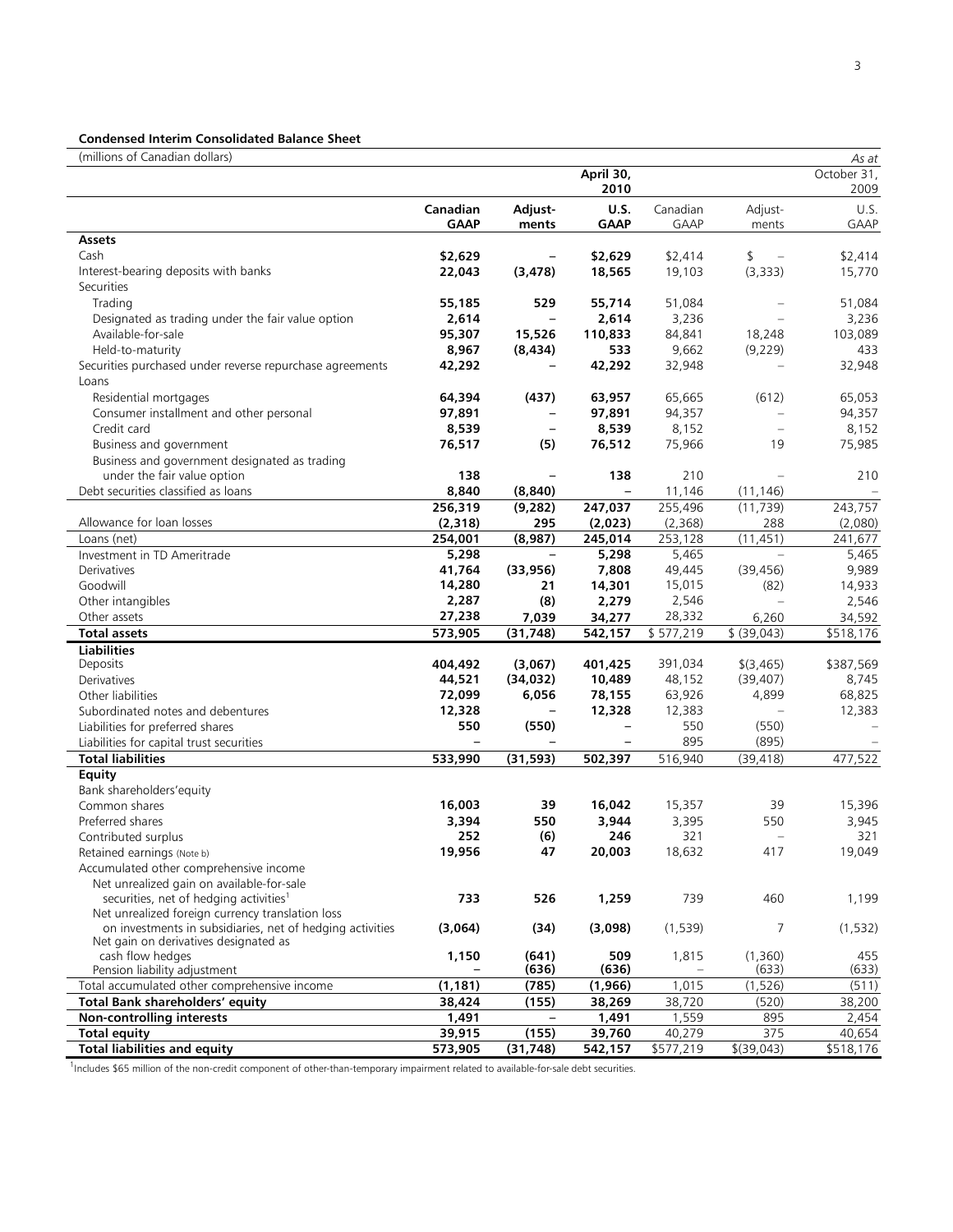**Condensed Interim Consolidated Balance Sheet**

| (millions of Canadian dollars) | | | | | | *As at* |
|---|---|---|---|---|---|---|
| | | | **April 30, 2010** | | | October 31, 2009 |
| | **Canadian GAAP** | **Adjust-ments** | **U.S. GAAP** | Canadian GAAP | Adjust-ments | U.S. GAAP |
| **Assets** | | | | | | |
| Cash | **$2,629** | **–** | **$2,629** | $2,414 | $ – | $2,414 |
| Interest-bearing deposits with banks | **22,043** | **(3,478)** | **18,565** | 19,103 | (3,333) | 15,770 |
| Securities | | | | | | |
| Trading | **55,185** | **529** | **55,714** | 51,084 | – | 51,084 |
| Designated as trading under the fair value option | **2,614** | **–** | **2,614** | 3,236 | – | 3,236 |
| Available-for-sale | **95,307** | **15,526** | **110,833** | 84,841 | 18,248 | 103,089 |
| Held-to-maturity | **8,967** | **(8,434)** | **533** | 9,662 | (9,229) | 433 |
| Securities purchased under reverse repurchase agreements | **42,292** | **–** | **42,292** | 32,948 | – | 32,948 |
| Loans | | | | | | |
| Residential mortgages | **64,394** | **(437)** | **63,957** | 65,665 | (612) | 65,053 |
| Consumer installment and other personal | **97,891** | **–** | **97,891** | 94,357 | – | 94,357 |
| Credit card | **8,539** | **–** | **8,539** | 8,152 | – | 8,152 |
| Business and government | **76,517** | **(5)** | **76,512** | 75,966 | 19 | 75,985 |
| Business and government designated as trading under the fair value option | **138** | **–** | **138** | 210 | – | 210 |
| Debt securities classified as loans | **8,840** | **(8,840)** | **–** | 11,146 | (11,146) | – |
| | **256,319** | **(9,282)** | **247,037** | 255,496 | (11,739) | 243,757 |
| Allowance for loan losses | **(2,318)** | **295** | **(2,023)** | (2,368) | 288 | (2,080) |
| Loans (net) | **254,001** | **(8,987)** | **245,014** | 253,128 | (11,451) | 241,677 |
| Investment in TD Ameritrade | **5,298** | **–** | **5,298** | 5,465 | – | 5,465 |
| Derivatives | **41,764** | **(33,956)** | **7,808** | 49,445 | (39,456) | 9,989 |
| Goodwill | **14,280** | **21** | **14,301** | 15,015 | (82) | 14,933 |
| Other intangibles | **2,287** | **(8)** | **2,279** | 2,546 | – | 2,546 |
| Other assets | **27,238** | **7,039** | **34,277** | 28,332 | 6,260 | 34,592 |
| **Total assets** | **573,905** | **(31,748)** | **542,157** | $ 577,219 | $ (39,043) | $518,176 |
| **Liabilities** | | | | | | |
| Deposits | **404,492** | **(3,067)** | **401,425** | 391,034 | $(3,465) | $387,569 |
| Derivatives | **44,521** | **(34,032)** | **10,489** | 48,152 | (39,407) | 8,745 |
| Other liabilities | **72,099** | **6,056** | **78,155** | 63,926 | 4,899 | 68,825 |
| Subordinated notes and debentures | **12,328** | **–** | **12,328** | 12,383 | – | 12,383 |
| Liabilities for preferred shares | **550** | **(550)** | **–** | 550 | (550) | – |
| Liabilities for capital trust securities | **–** | **–** | **–** | 895 | (895) | – |
| **Total liabilities** | **533,990** | **(31,593)** | **502,397** | 516,940 | (39,418) | 477,522 |
| **Equity** | | | | | | |
| Bank shareholders'equity | | | | | | |
| Common shares | **16,003** | **39** | **16,042** | 15,357 | 39 | 15,396 |
| Preferred shares | **3,394** | **550** | **3,944** | 3,395 | 550 | 3,945 |
| Contributed surplus | **252** | **(6)** | **246** | 321 | – | 321 |
| Retained earnings (Note b) | **19,956** | **47** | **20,003** | 18,632 | 417 | 19,049 |
| Accumulated other comprehensive income | | | | | | |
| Net unrealized gain on available-for-sale securities, net of hedging activities[1] | **733** | **526** | **1,259** | 739 | 460 | 1,199 |
| Net unrealized foreign currency translation loss on investments in subsidiaries, net of hedging activities | **(3,064)** | **(34)** | **(3,098)** | (1,539) | 7 | (1,532) |
| Net gain on derivatives designated as cash flow hedges | **1,150** | **(641)** | **509** | 1,815 | (1,360) | 455 |
| Pension liability adjustment | **–** | **(636)** | **(636)** | – | (633) | (633) |
| Total accumulated other comprehensive income | **(1,181)** | **(785)** | **(1,966)** | 1,015 | (1,526) | (511) |
| **Total Bank shareholders' equity** | **38,424** | **(155)** | **38,269** | 38,720 | (520) | 38,200 |
| **Non-controlling interests** | **1,491** | **–** | **1,491** | 1,559 | 895 | 2,454 |
| **Total equity** | **39,915** | **(155)** | **39,760** | 40,279 | 375 | 40,654 |
| **Total liabilities and equity** | **573,905** | **(31,748)** | **542,157** | $577,219 | $(39,043) | $518,176 |

[1]Includes $65 million of the non-credit component of other-than-temporary impairment related to available-for-sale debt securities.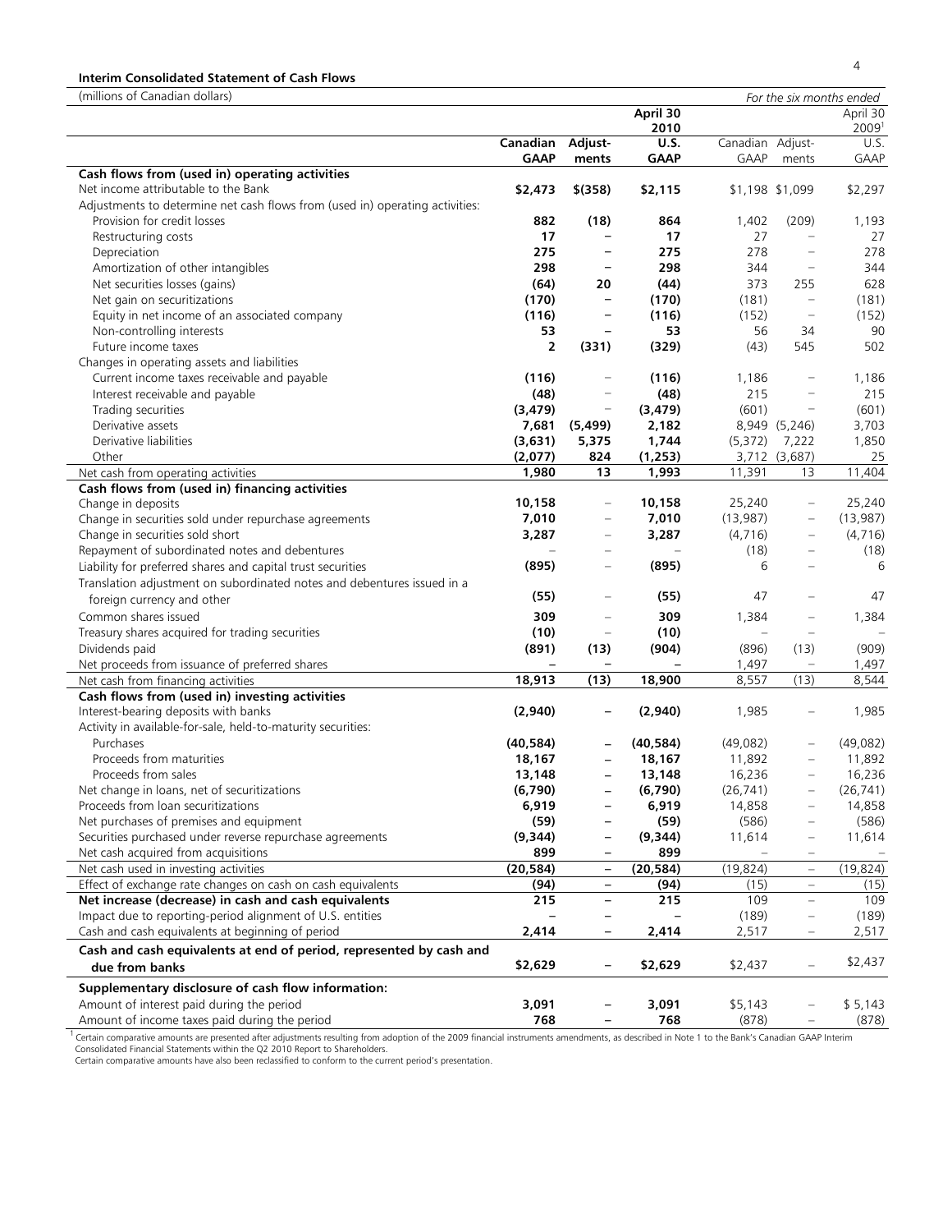**Interim Consolidated Statement of Cash Flows**

| (millions of Canadian dollars) | | | | | | *For the six months ended* |
|---|---|---|---|---|---|---|
| | | | **April 30 2010** | | | April 30 2009[1] |
| | **Canadian GAAP** | **Adjust-ments** | **U.S. GAAP** | Canadian GAAP | Adjust-ments | U.S. GAAP |
| **Cash flows from (used in) operating activities** | | | | | | |
| Net income attributable to the Bank | **$2,473** | **$(358)** | **$2,115** | $1,198 | $1,099 | $2,297 |
| Adjustments to determine net cash flows from (used in) operating activities: | | | | | | |
| Provision for credit losses | **882** | **(18)** | **864** | 1,402 | (209) | 1,193 |
| Restructuring costs | **17** | **–** | **17** | 27 | – | 27 |
| Depreciation | **275** | **–** | **275** | 278 | – | 278 |
| Amortization of other intangibles | **298** | **–** | **298** | 344 | – | 344 |
| Net securities losses (gains) | **(64)** | **20** | **(44)** | 373 | 255 | 628 |
| Net gain on securitizations | **(170)** | **–** | **(170)** | (181) | – | (181) |
| Equity in net income of an associated company | **(116)** | **–** | **(116)** | (152) | – | (152) |
| Non-controlling interests | **53** | **–** | **53** | 56 | 34 | 90 |
| Future income taxes | **2** | **(331)** | **(329)** | (43) | 545 | 502 |
| Changes in operating assets and liabilities | | | | | | |
| Current income taxes receivable and payable | **(116)** | – | **(116)** | 1,186 | – | 1,186 |
| Interest receivable and payable | **(48)** | – | **(48)** | 215 | – | 215 |
| Trading securities | **(3,479)** | – | **(3,479)** | (601) | – | (601) |
| Derivative assets | **7,681** | **(5,499)** | **2,182** | 8,949 | (5,246) | 3,703 |
| Derivative liabilities | **(3,631)** | **5,375** | **1,744** | (5,372) | 7,222 | 1,850 |
| Other | **(2,077)** | **824** | **(1,253)** | 3,712 | (3,687) | 25 |
| Net cash from operating activities | **1,980** | **13** | **1,993** | 11,391 | 13 | 11,404 |
| **Cash flows from (used in) financing activities** | | | | | | |
| Change in deposits | **10,158** | – | **10,158** | 25,240 | – | 25,240 |
| Change in securities sold under repurchase agreements | **7,010** | – | **7,010** | (13,987) | – | (13,987) |
| Change in securities sold short | **3,287** | – | **3,287** | (4,716) | – | (4,716) |
| Repayment of subordinated notes and debentures | – | – | – | (18) | – | (18) |
| Liability for preferred shares and capital trust securities | **(895)** | – | **(895)** | 6 | – | 6 |
| Translation adjustment on subordinated notes and debentures issued in a foreign currency and other | **(55)** | – | **(55)** | 47 | – | 47 |
| Common shares issued | **309** | – | **309** | 1,384 | – | 1,384 |
| Treasury shares acquired for trading securities | **(10)** | – | **(10)** | – | – | – |
| Dividends paid | **(891)** | **(13)** | **(904)** | (896) | (13) | (909) |
| Net proceeds from issuance of preferred shares | **–** | **–** | **–** | 1,497 | – | 1,497 |
| Net cash from financing activities | **18,913** | **(13)** | **18,900** | 8,557 | (13) | 8,544 |
| **Cash flows from (used in) investing activities** | | | | | | |
| Interest-bearing deposits with banks | **(2,940)** | **–** | **(2,940)** | 1,985 | – | 1,985 |
| Activity in available-for-sale, held-to-maturity securities: | | | | | | |
| Purchases | **(40,584)** | **–** | **(40,584)** | (49,082) | – | (49,082) |
| Proceeds from maturities | **18,167** | **–** | **18,167** | 11,892 | – | 11,892 |
| Proceeds from sales | **13,148** | **–** | **13,148** | 16,236 | – | 16,236 |
| Net change in loans, net of securitizations | **(6,790)** | **–** | **(6,790)** | (26,741) | – | (26,741) |
| Proceeds from loan securitizations | **6,919** | **–** | **6,919** | 14,858 | – | 14,858 |
| Net purchases of premises and equipment | **(59)** | **–** | **(59)** | (586) | – | (586) |
| Securities purchased under reverse repurchase agreements | **(9,344)** | **–** | **(9,344)** | 11,614 | – | 11,614 |
| Net cash acquired from acquisitions | **899** | **–** | **899** | – | – | – |
| Net cash used in investing activities | **(20,584)** | **–** | **(20,584)** | (19,824) | – | (19,824) |
| Effect of exchange rate changes on cash on cash equivalents | **(94)** | **–** | **(94)** | (15) | – | (15) |
| **Net increase (decrease) in cash and cash equivalents** | **215** | **–** | **215** | 109 | – | 109 |
| Impact due to reporting-period alignment of U.S. entities | **–** | **–** | **–** | (189) | – | (189) |
| Cash and cash equivalents at beginning of period | **2,414** | **–** | **2,414** | 2,517 | – | 2,517 |
| **Cash and cash equivalents at end of period, represented by cash and due from banks** | **$2,629** | **–** | **$2,629** | $2,437 | – | $2,437 |
| **Supplementary disclosure of cash flow information:** | | | | | | |
| Amount of interest paid during the period | **3,091** | **–** | **3,091** | $5,143 | – | $ 5,143 |
| Amount of income taxes paid during the period | **768** | **–** | **768** | (878) | – | (878) |

[1] Certain comparative amounts are presented after adjustments resulting from adoption of the 2009 financial instruments amendments, as described in Note 1 to the Bank's Canadian GAAP Interim Consolidated Financial Statements within the Q2 2010 Report to Shareholders.
Certain comparative amounts have also been reclassified to conform to the current period's presentation.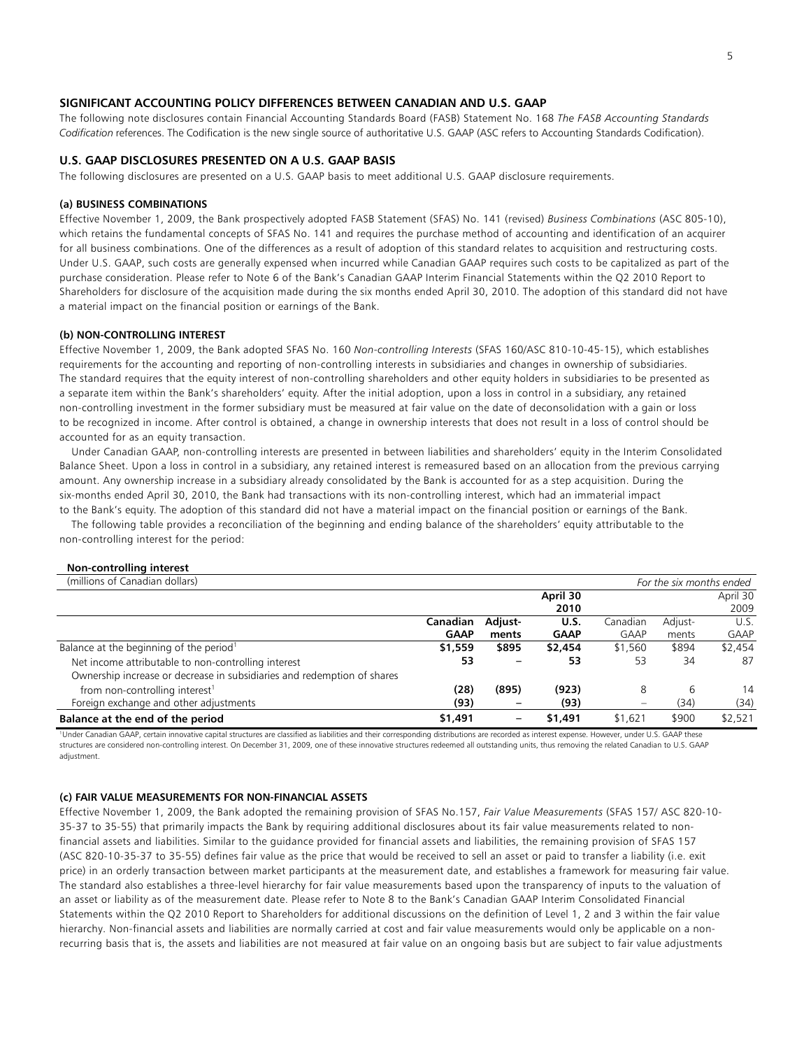## SIGNIFICANT ACCOUNTING POLICY DIFFERENCES BETWEEN CANADIAN AND U.S. GAAP

The following note disclosures contain Financial Accounting Standards Board (FASB) Statement No. 168 *The FASB Accounting Standards Codification* references. The Codification is the new single source of authoritative U.S. GAAP (ASC refers to Accounting Standards Codification).

## U.S. GAAP DISCLOSURES PRESENTED ON A U.S. GAAP BASIS

The following disclosures are presented on a U.S. GAAP basis to meet additional U.S. GAAP disclosure requirements.

#### (a) BUSINESS COMBINATIONS

Effective November 1, 2009, the Bank prospectively adopted FASB Statement (SFAS) No. 141 (revised) *Business Combinations* (ASC 805-10), which retains the fundamental concepts of SFAS No. 141 and requires the purchase method of accounting and identification of an acquirer for all business combinations. One of the differences as a result of adoption of this standard relates to acquisition and restructuring costs. Under U.S. GAAP, such costs are generally expensed when incurred while Canadian GAAP requires such costs to be capitalized as part of the purchase consideration. Please refer to Note 6 of the Bank's Canadian GAAP Interim Financial Statements within the Q2 2010 Report to Shareholders for disclosure of the acquisition made during the six months ended April 30, 2010. The adoption of this standard did not have a material impact on the financial position or earnings of the Bank.

#### (b) NON-CONTROLLING INTEREST

Effective November 1, 2009, the Bank adopted SFAS No. 160 *Non-controlling Interests* (SFAS 160/ASC 810-10-45-15), which establishes requirements for the accounting and reporting of non-controlling interests in subsidiaries and changes in ownership of subsidiaries. The standard requires that the equity interest of non-controlling shareholders and other equity holders in subsidiaries to be presented as a separate item within the Bank's shareholders' equity. After the initial adoption, upon a loss in control in a subsidiary, any retained non-controlling investment in the former subsidiary must be measured at fair value on the date of deconsolidation with a gain or loss to be recognized in income. After control is obtained, a change in ownership interests that does not result in a loss of control should be accounted for as an equity transaction.

Under Canadian GAAP, non-controlling interests are presented in between liabilities and shareholders' equity in the Interim Consolidated Balance Sheet. Upon a loss in control in a subsidiary, any retained interest is remeasured based on an allocation from the previous carrying amount. Any ownership increase in a subsidiary already consolidated by the Bank is accounted for as a step acquisition. During the six-months ended April 30, 2010, the Bank had transactions with its non-controlling interest, which had an immaterial impact to the Bank's equity. The adoption of this standard did not have a material impact on the financial position or earnings of the Bank.

The following table provides a reconciliation of the beginning and ending balance of the shareholders' equity attributable to the non-controlling interest for the period:

**Non-controlling interest**

| (millions of Canadian dollars) | | | | | | *For the six months ended* |
|---|---|---|---|---|---|---|
| | | | **April 30 2010** | | | April 30 2009 |
| | **Canadian GAAP** | **Adjust-ments** | **U.S. GAAP** | Canadian GAAP | Adjust-ments | U.S. GAAP |
| Balance at the beginning of the period[1] | **$1,559** | **$895** | **$2,454** | $1,560 | $894 | $2,454 |
| Net income attributable to non-controlling interest | **53** | **–** | **53** | 53 | 34 | 87 |
| Ownership increase or decrease in subsidiaries and redemption of shares from non-controlling interest[1] | **(28)** | **(895)** | **(923)** | 8 | 6 | 14 |
| Foreign exchange and other adjustments | **(93)** | **–** | **(93)** | – | (34) | (34) |
| **Balance at the end of the period** | **$1,491** | **–** | **$1,491** | $1,621 | $900 | $2,521 |

[1]Under Canadian GAAP, certain innovative capital structures are classified as liabilities and their corresponding distributions are recorded as interest expense. However, under U.S. GAAP these structures are considered non-controlling interest. On December 31, 2009, one of these innovative structures redeemed all outstanding units, thus removing the related Canadian to U.S. GAAP adjustment.

#### (c) FAIR VALUE MEASUREMENTS FOR NON-FINANCIAL ASSETS

Effective November 1, 2009, the Bank adopted the remaining provision of SFAS No.157, *Fair Value Measurements* (SFAS 157/ ASC 820-10-35-37 to 35-55) that primarily impacts the Bank by requiring additional disclosures about its fair value measurements related to non-financial assets and liabilities. Similar to the guidance provided for financial assets and liabilities, the remaining provision of SFAS 157 (ASC 820-10-35-37 to 35-55) defines fair value as the price that would be received to sell an asset or paid to transfer a liability (i.e. exit price) in an orderly transaction between market participants at the measurement date, and establishes a framework for measuring fair value. The standard also establishes a three-level hierarchy for fair value measurements based upon the transparency of inputs to the valuation of an asset or liability as of the measurement date. Please refer to Note 8 to the Bank's Canadian GAAP Interim Consolidated Financial Statements within the Q2 2010 Report to Shareholders for additional discussions on the definition of Level 1, 2 and 3 within the fair value hierarchy. Non-financial assets and liabilities are normally carried at cost and fair value measurements would only be applicable on a non-recurring basis that is, the assets and liabilities are not measured at fair value on an ongoing basis but are subject to fair value adjustments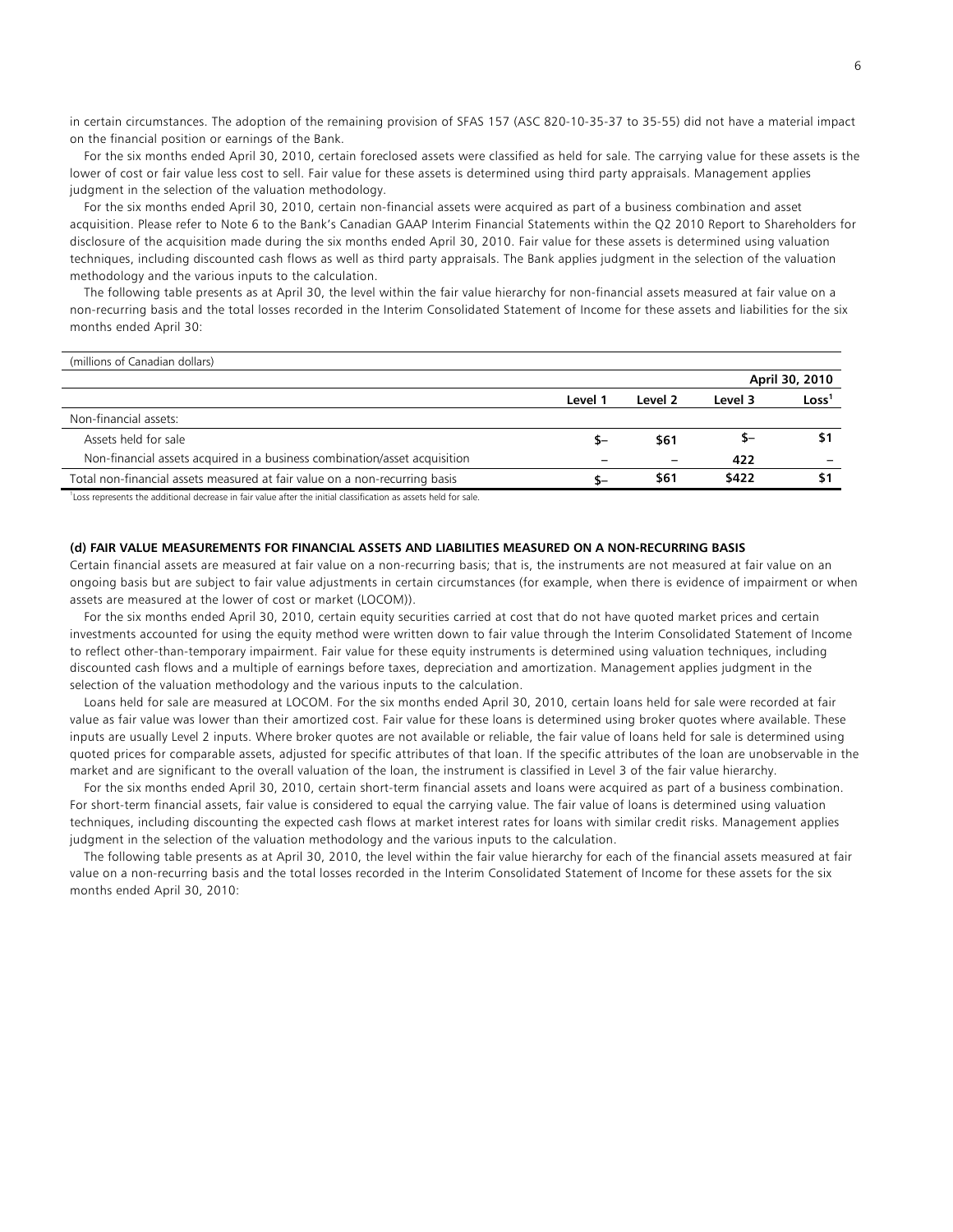in certain circumstances. The adoption of the remaining provision of SFAS 157 (ASC 820-10-35-37 to 35-55) did not have a material impact on the financial position or earnings of the Bank.

For the six months ended April 30, 2010, certain foreclosed assets were classified as held for sale. The carrying value for these assets is the lower of cost or fair value less cost to sell. Fair value for these assets is determined using third party appraisals. Management applies judgment in the selection of the valuation methodology.

For the six months ended April 30, 2010, certain non-financial assets were acquired as part of a business combination and asset acquisition. Please refer to Note 6 to the Bank's Canadian GAAP Interim Financial Statements within the Q2 2010 Report to Shareholders for disclosure of the acquisition made during the six months ended April 30, 2010. Fair value for these assets is determined using valuation techniques, including discounted cash flows as well as third party appraisals. The Bank applies judgment in the selection of the valuation methodology and the various inputs to the calculation.

The following table presents as at April 30, the level within the fair value hierarchy for non-financial assets measured at fair value on a non-recurring basis and the total losses recorded in the Interim Consolidated Statement of Income for these assets and liabilities for the six months ended April 30:

| (millions of Canadian dollars) | | | | |
|---|---|---|---|---|
| | | | | **April 30, 2010** |
| | **Level 1** | **Level 2** | **Level 3** | **Loss[1]** |
| Non-financial assets: | | | | |
| Assets held for sale | $– | $61 | $– | $1 |
| Non-financial assets acquired in a business combination/asset acquisition | – | – | 422 | – |
| Total non-financial assets measured at fair value on a non-recurring basis | $– | $61 | $422 | $1 |

[1] Loss represents the additional decrease in fair value after the initial classification as assets held for sale.

**(d) FAIR VALUE MEASUREMENTS FOR FINANCIAL ASSETS AND LIABILITIES MEASURED ON A NON-RECURRING BASIS**

Certain financial assets are measured at fair value on a non-recurring basis; that is, the instruments are not measured at fair value on an ongoing basis but are subject to fair value adjustments in certain circumstances (for example, when there is evidence of impairment or when assets are measured at the lower of cost or market (LOCOM)).

For the six months ended April 30, 2010, certain equity securities carried at cost that do not have quoted market prices and certain investments accounted for using the equity method were written down to fair value through the Interim Consolidated Statement of Income to reflect other-than-temporary impairment. Fair value for these equity instruments is determined using valuation techniques, including discounted cash flows and a multiple of earnings before taxes, depreciation and amortization. Management applies judgment in the selection of the valuation methodology and the various inputs to the calculation.

Loans held for sale are measured at LOCOM. For the six months ended April 30, 2010, certain loans held for sale were recorded at fair value as fair value was lower than their amortized cost. Fair value for these loans is determined using broker quotes where available. These inputs are usually Level 2 inputs. Where broker quotes are not available or reliable, the fair value of loans held for sale is determined using quoted prices for comparable assets, adjusted for specific attributes of that loan. If the specific attributes of the loan are unobservable in the market and are significant to the overall valuation of the loan, the instrument is classified in Level 3 of the fair value hierarchy.

For the six months ended April 30, 2010, certain short-term financial assets and loans were acquired as part of a business combination. For short-term financial assets, fair value is considered to equal the carrying value. The fair value of loans is determined using valuation techniques, including discounting the expected cash flows at market interest rates for loans with similar credit risks. Management applies judgment in the selection of the valuation methodology and the various inputs to the calculation.

The following table presents as at April 30, 2010, the level within the fair value hierarchy for each of the financial assets measured at fair value on a non-recurring basis and the total losses recorded in the Interim Consolidated Statement of Income for these assets for the six months ended April 30, 2010: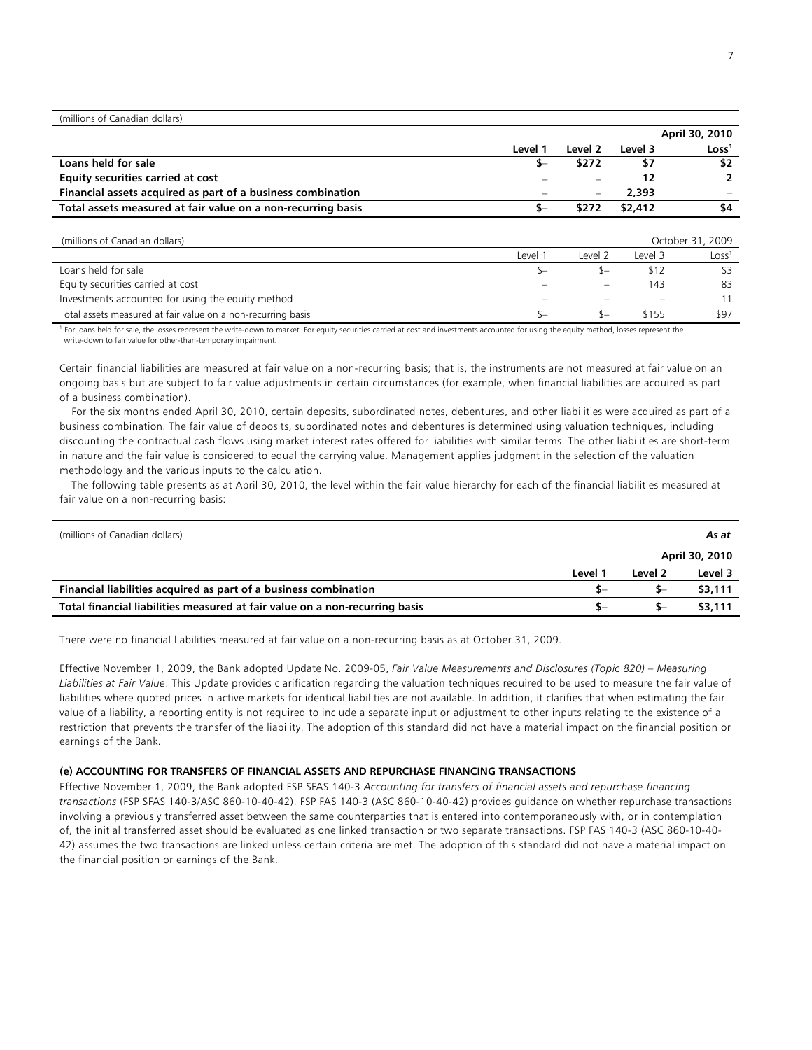| (millions of Canadian dollars) | | | | |
|---|---|---|---|---|
| | | | | **April 30, 2010** |
| | **Level 1** | **Level 2** | **Level 3** | **Loss[1]** |
| **Loans held for sale** | **$–** | **$272** | **$7** | **$2** |
| **Equity securities carried at cost** | **–** | **–** | **12** | **2** |
| **Financial assets acquired as part of a business combination** | **–** | **–** | **2,393** | **–** |
| **Total assets measured at fair value on a non-recurring basis** | **$–** | **$272** | **$2,412** | **$4** |

| (millions of Canadian dollars) | | | | October 31, 2009 |
|---|---|---|---|---|
| | Level 1 | Level 2 | Level 3 | Loss[1] |
| Loans held for sale | $– | $– | $12 | $3 |
| Equity securities carried at cost | – | – | 143 | 83 |
| Investments accounted for using the equity method | – | – | – | 11 |
| Total assets measured at fair value on a non-recurring basis | $– | $– | $155 | $97 |

[1] For loans held for sale, the losses represent the write-down to market. For equity securities carried at cost and investments accounted for using the equity method, losses represent the write-down to fair value for other-than-temporary impairment.

Certain financial liabilities are measured at fair value on a non-recurring basis; that is, the instruments are not measured at fair value on an ongoing basis but are subject to fair value adjustments in certain circumstances (for example, when financial liabilities are acquired as part of a business combination).

For the six months ended April 30, 2010, certain deposits, subordinated notes, debentures, and other liabilities were acquired as part of a business combination. The fair value of deposits, subordinated notes and debentures is determined using valuation techniques, including discounting the contractual cash flows using market interest rates offered for liabilities with similar terms. The other liabilities are short-term in nature and the fair value is considered to equal the carrying value. Management applies judgment in the selection of the valuation methodology and the various inputs to the calculation.

The following table presents as at April 30, 2010, the level within the fair value hierarchy for each of the financial liabilities measured at fair value on a non-recurring basis:

| (millions of Canadian dollars) | | | *As at* |
|---|---|---|---|
| | | | **April 30, 2010** |
| | **Level 1** | **Level 2** | **Level 3** |
| **Financial liabilities acquired as part of a business combination** | **$–** | **$–** | **$3,111** |
| **Total financial liabilities measured at fair value on a non-recurring basis** | **$–** | **$–** | **$3,111** |

There were no financial liabilities measured at fair value on a non-recurring basis as at October 31, 2009.

Effective November 1, 2009, the Bank adopted Update No. 2009-05, *Fair Value Measurements and Disclosures (Topic 820) – Measuring Liabilities at Fair Value*. This Update provides clarification regarding the valuation techniques required to be used to measure the fair value of liabilities where quoted prices in active markets for identical liabilities are not available. In addition, it clarifies that when estimating the fair value of a liability, a reporting entity is not required to include a separate input or adjustment to other inputs relating to the existence of a restriction that prevents the transfer of the liability. The adoption of this standard did not have a material impact on the financial position or earnings of the Bank.

**(e) ACCOUNTING FOR TRANSFERS OF FINANCIAL ASSETS AND REPURCHASE FINANCING TRANSACTIONS**

Effective November 1, 2009, the Bank adopted FSP SFAS 140-3 *Accounting for transfers of financial assets and repurchase financing transactions* (FSP SFAS 140-3/ASC 860-10-40-42). FSP FAS 140-3 (ASC 860-10-40-42) provides guidance on whether repurchase transactions involving a previously transferred asset between the same counterparties that is entered into contemporaneously with, or in contemplation of, the initial transferred asset should be evaluated as one linked transaction or two separate transactions. FSP FAS 140-3 (ASC 860-10-40-42) assumes the two transactions are linked unless certain criteria are met. The adoption of this standard did not have a material impact on the financial position or earnings of the Bank.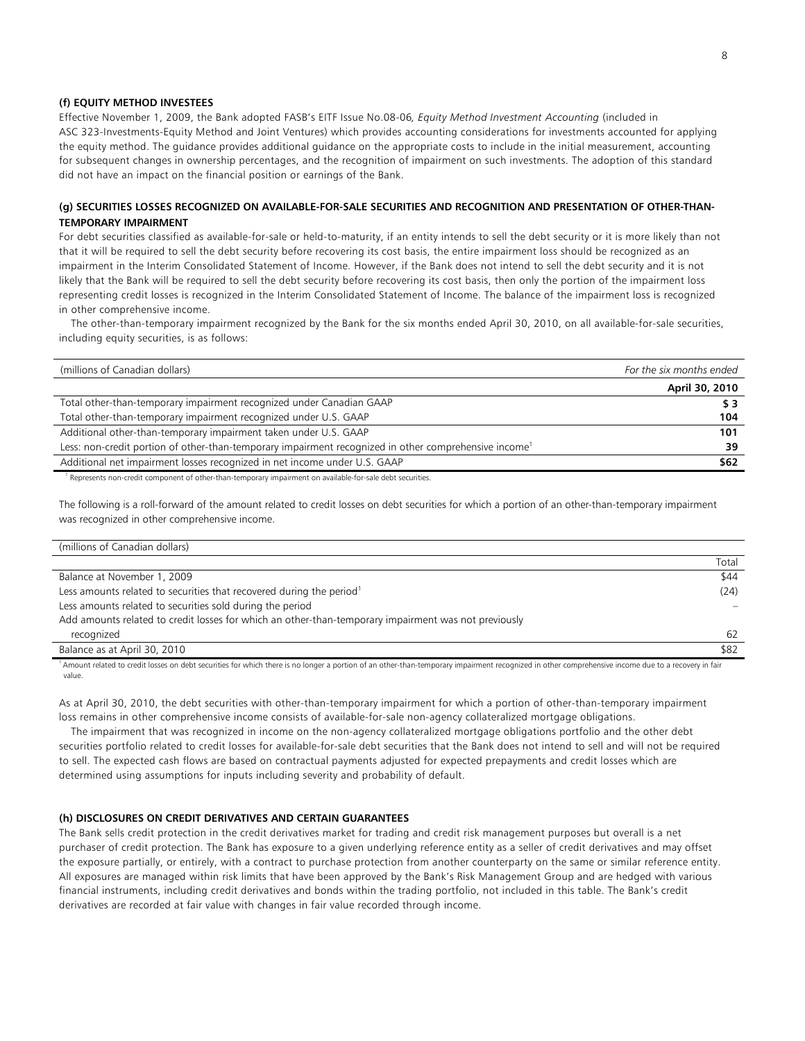### (f) EQUITY METHOD INVESTEES

Effective November 1, 2009, the Bank adopted FASB's EITF Issue No.08-06, *Equity Method Investment Accounting* (included in ASC 323-Investments-Equity Method and Joint Ventures) which provides accounting considerations for investments accounted for applying the equity method. The guidance provides additional guidance on the appropriate costs to include in the initial measurement, accounting for subsequent changes in ownership percentages, and the recognition of impairment on such investments. The adoption of this standard did not have an impact on the financial position or earnings of the Bank.

### (g) SECURITIES LOSSES RECOGNIZED ON AVAILABLE-FOR-SALE SECURITIES AND RECOGNITION AND PRESENTATION OF OTHER-THAN-TEMPORARY IMPAIRMENT

For debt securities classified as available-for-sale or held-to-maturity, if an entity intends to sell the debt security or it is more likely than not that it will be required to sell the debt security before recovering its cost basis, the entire impairment loss should be recognized as an impairment in the Interim Consolidated Statement of Income. However, if the Bank does not intend to sell the debt security and it is not likely that the Bank will be required to sell the debt security before recovering its cost basis, then only the portion of the impairment loss representing credit losses is recognized in the Interim Consolidated Statement of Income. The balance of the impairment loss is recognized in other comprehensive income.

The other-than-temporary impairment recognized by the Bank for the six months ended April 30, 2010, on all available-for-sale securities, including equity securities, is as follows:

| (millions of Canadian dollars) | *For the six months ended* |
|---|---|
| | **April 30, 2010** |
| Total other-than-temporary impairment recognized under Canadian GAAP | **$ 3** |
| Total other-than-temporary impairment recognized under U.S. GAAP | **104** |
| Additional other-than-temporary impairment taken under U.S. GAAP | **101** |
| Less: non-credit portion of other-than-temporary impairment recognized in other comprehensive income[1] | **39** |
| Additional net impairment losses recognized in net income under U.S. GAAP | **$62** |

[1] Represents non-credit component of other-than-temporary impairment on available-for-sale debt securities.

The following is a roll-forward of the amount related to credit losses on debt securities for which a portion of an other-than-temporary impairment was recognized in other comprehensive income.

| (millions of Canadian dollars) | |
|---|---|
| | Total |
| Balance at November 1, 2009 | $44 |
| Less amounts related to securities that recovered during the period[1] | (24) |
| Less amounts related to securities sold during the period | – |
| Add amounts related to credit losses for which an other-than-temporary impairment was not previously recognized | 62 |
| Balance as at April 30, 2010 | $82 |

[1] Amount related to credit losses on debt securities for which there is no longer a portion of an other-than-temporary impairment recognized in other comprehensive income due to a recovery in fair value.

As at April 30, 2010, the debt securities with other-than-temporary impairment for which a portion of other-than-temporary impairment loss remains in other comprehensive income consists of available-for-sale non-agency collateralized mortgage obligations.

The impairment that was recognized in income on the non-agency collateralized mortgage obligations portfolio and the other debt securities portfolio related to credit losses for available-for-sale debt securities that the Bank does not intend to sell and will not be required to sell. The expected cash flows are based on contractual payments adjusted for expected prepayments and credit losses which are determined using assumptions for inputs including severity and probability of default.

### (h) DISCLOSURES ON CREDIT DERIVATIVES AND CERTAIN GUARANTEES

The Bank sells credit protection in the credit derivatives market for trading and credit risk management purposes but overall is a net purchaser of credit protection. The Bank has exposure to a given underlying reference entity as a seller of credit derivatives and may offset the exposure partially, or entirely, with a contract to purchase protection from another counterparty on the same or similar reference entity. All exposures are managed within risk limits that have been approved by the Bank's Risk Management Group and are hedged with various financial instruments, including credit derivatives and bonds within the trading portfolio, not included in this table. The Bank's credit derivatives are recorded at fair value with changes in fair value recorded through income.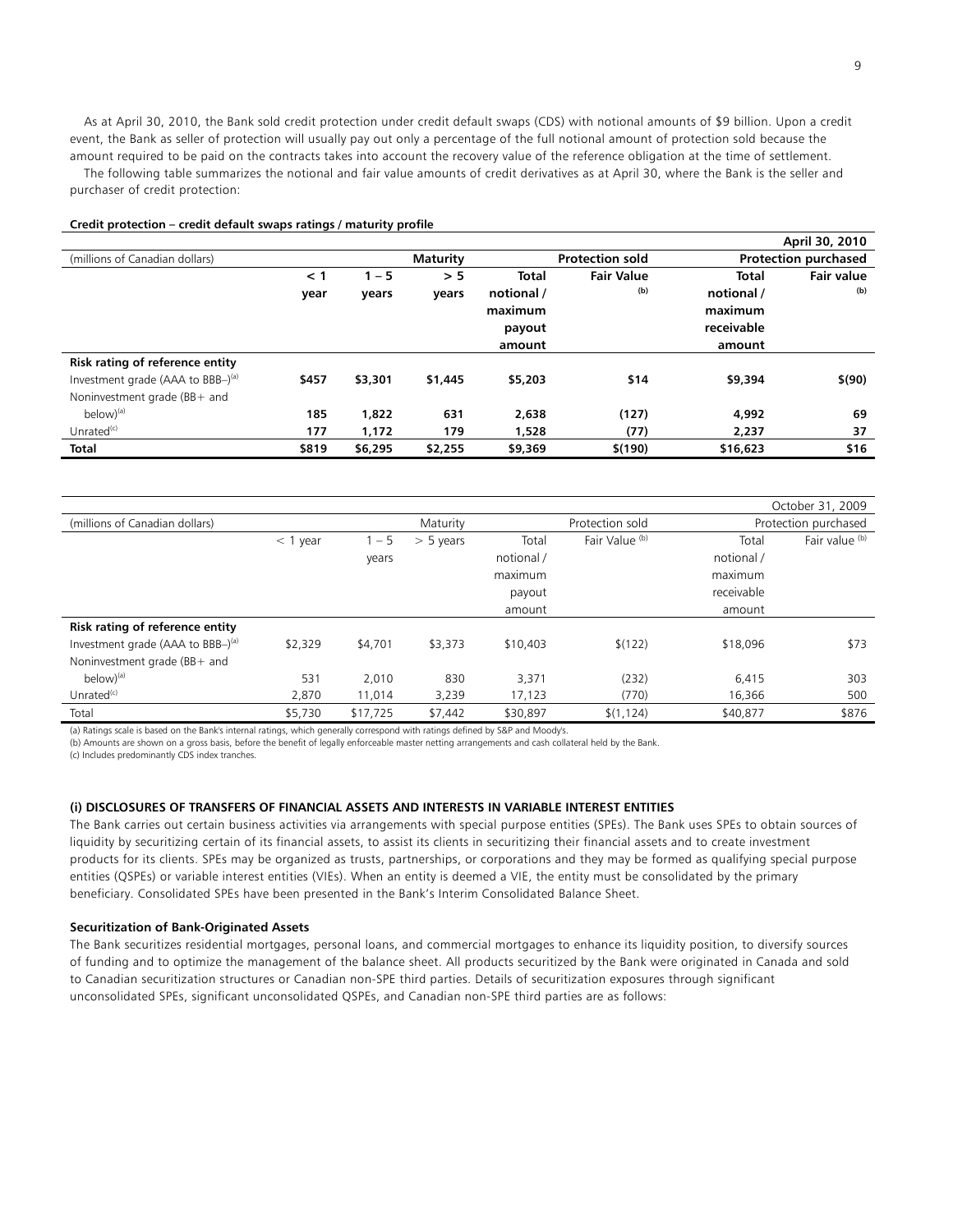As at April 30, 2010, the Bank sold credit protection under credit default swaps (CDS) with notional amounts of $9 billion. Upon a credit event, the Bank as seller of protection will usually pay out only a percentage of the full notional amount of protection sold because the amount required to be paid on the contracts takes into account the recovery value of the reference obligation at the time of settlement.

The following table summarizes the notional and fair value amounts of credit derivatives as at April 30, where the Bank is the seller and purchaser of credit protection:

**Credit protection – credit default swaps ratings / maturity profile**

| | | | | | | | **April 30, 2010** |
|---|---|---|---|---|---|---|---|
| (millions of Canadian dollars) | | | **Maturity** | | **Protection sold** | | **Protection purchased** |
| | **< 1 year** | **1 – 5 years** | **> 5 years** | **Total notional / maximum payout amount** | **Fair Value** [(b)] | **Total notional / maximum receivable amount** | **Fair value** [(b)] |
| **Risk rating of reference entity** | | | | | | | |
| Investment grade (AAA to BBB–)[(a)] | **$457** | **$3,301** | **$1,445** | **$5,203** | **$14** | **$9,394** | **$(90)** |
| Noninvestment grade (BB+ and below)[(a)] | **185** | **1,822** | **631** | **2,638** | **(127)** | **4,992** | **69** |
| Unrated[(c)] | **177** | **1,172** | **179** | **1,528** | **(77)** | **2,237** | **37** |
| **Total** | **$819** | **$6,295** | **$2,255** | **$9,369** | **$(190)** | **$16,623** | **$16** |

| | | | | | | | October 31, 2009 |
|---|---|---|---|---|---|---|---|
| (millions of Canadian dollars) | | | Maturity | | Protection sold | | Protection purchased |
| | < 1 year | 1 – 5 years | > 5 years | Total notional / maximum payout amount | Fair Value [(b)] | Total notional / maximum receivable amount | Fair value [(b)] |
| **Risk rating of reference entity** | | | | | | | |
| Investment grade (AAA to BBB–)[(a)] | $2,329 | $4,701 | $3,373 | $10,403 | $(122) | $18,096 | $73 |
| Noninvestment grade (BB+ and below)[(a)] | 531 | 2,010 | 830 | 3,371 | (232) | 6,415 | 303 |
| Unrated[(c)] | 2,870 | 11,014 | 3,239 | 17,123 | (770) | 16,366 | 500 |
| Total | $5,730 | $17,725 | $7,442 | $30,897 | $(1,124) | $40,877 | $876 |

(a) Ratings scale is based on the Bank's internal ratings, which generally correspond with ratings defined by S&P and Moody's.

(b) Amounts are shown on a gross basis, before the benefit of legally enforceable master netting arrangements and cash collateral held by the Bank.

(c) Includes predominantly CDS index tranches.

#### (i) DISCLOSURES OF TRANSFERS OF FINANCIAL ASSETS AND INTERESTS IN VARIABLE INTEREST ENTITIES

The Bank carries out certain business activities via arrangements with special purpose entities (SPEs). The Bank uses SPEs to obtain sources of liquidity by securitizing certain of its financial assets, to assist its clients in securitizing their financial assets and to create investment products for its clients. SPEs may be organized as trusts, partnerships, or corporations and they may be formed as qualifying special purpose entities (QSPEs) or variable interest entities (VIEs). When an entity is deemed a VIE, the entity must be consolidated by the primary beneficiary. Consolidated SPEs have been presented in the Bank's Interim Consolidated Balance Sheet.

**Securitization of Bank-Originated Assets**

The Bank securitizes residential mortgages, personal loans, and commercial mortgages to enhance its liquidity position, to diversify sources of funding and to optimize the management of the balance sheet. All products securitized by the Bank were originated in Canada and sold to Canadian securitization structures or Canadian non-SPE third parties. Details of securitization exposures through significant unconsolidated SPEs, significant unconsolidated QSPEs, and Canadian non-SPE third parties are as follows: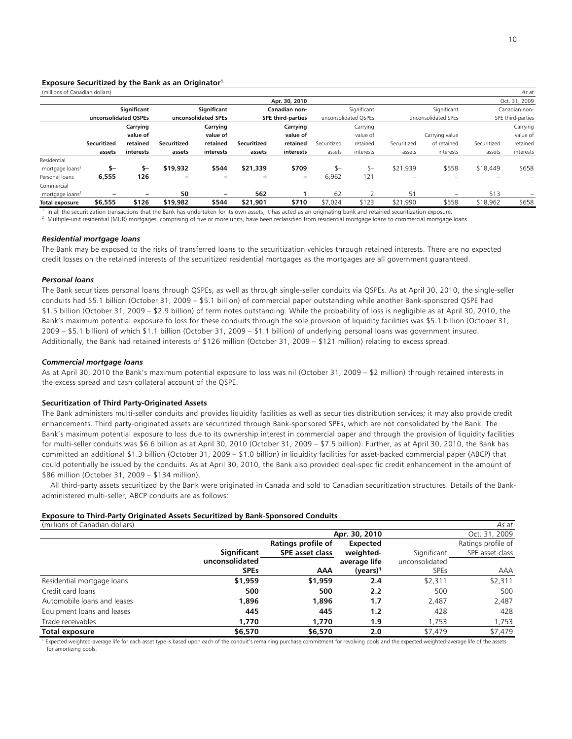**Exposure Securitized by the Bank as an Originator**[1]

| (millions of Canadian dollars) | | | | | | | | | | | | *As at* |
|---|---|---|---|---|---|---|---|---|---|---|---|---|
| | | | | | | Apr. 30, 2010 | | | | | | Oct. 31, 2009 |
| | Significant unconsolidated QSPEs | | Significant unconsolidated SPEs | | Canadian non-SPE third-parties | | Significant unconsolidated QSPEs | | Significant unconsolidated SPEs | | Canadian non-SPE third-parties | |
| | Securitized assets | Carrying value of retained interests | Securitized assets | Carrying value of retained interests | Securitized assets | Carrying value of retained interests | Securitized assets | Carrying value of retained interests | Securitized assets | Carrying value of retained interests | Securitized assets | Carrying value of retained interests |
| Residential mortgage loans[2] | $– | $– | $19,932 | $544 | $21,339 | $709 | $– | $– | $21,939 | $558 | $18,449 | $658 |
| Personal loans | 6,555 | 126 | – | – | – | – | 6,962 | 121 | – | – | – | – |
| Commercial mortgage loans[2] | – | – | 50 | – | 562 | 1 | 62 | 2 | 51 | – | 513 | – |
| **Total exposure** | **$6,555** | **$126** | **$19,982** | **$544** | **$21,901** | **$710** | $7,024 | $123 | $21,990 | $558 | $18,962 | $658 |

[1] In all the securitization transactions that the Bank has undertaken for its own assets, it has acted as an originating bank and retained securitization exposure.
[2] Multiple-unit residential (MUR) mortgages, comprising of five or more units, have been reclassified from residential mortgage loans to commercial mortgage loans.

### *Residential mortgage loans*

The Bank may be exposed to the risks of transferred loans to the securitization vehicles through retained interests. There are no expected credit losses on the retained interests of the securitized residential mortgages as the mortgages are all government guaranteed.

### *Personal loans*

The Bank securitizes personal loans through QSPEs, as well as through single-seller conduits via QSPEs. As at April 30, 2010, the single-seller conduits had $5.1 billion (October 31, 2009 – $5.1 billion) of commercial paper outstanding while another Bank-sponsored QSPE had $1.5 billion (October 31, 2009 – $2.9 billion) of term notes outstanding. While the probability of loss is negligible as at April 30, 2010, the Bank's maximum potential exposure to loss for these conduits through the sole provision of liquidity facilities was $5.1 billion (October 31, 2009 – $5.1 billion) of which $1.1 billion (October 31, 2009 – $1.1 billion) of underlying personal loans was government insured. Additionally, the Bank had retained interests of $126 million (October 31, 2009 – $121 million) relating to excess spread.

### *Commercial mortgage loans*

As at April 30, 2010 the Bank's maximum potential exposure to loss was nil (October 31, 2009 – $2 million) through retained interests in the excess spread and cash collateral account of the QSPE.

### Securitization of Third Party-Originated Assets

The Bank administers multi-seller conduits and provides liquidity facilities as well as securities distribution services; it may also provide credit enhancements. Third party-originated assets are securitized through Bank-sponsored SPEs, which are not consolidated by the Bank. The Bank's maximum potential exposure to loss due to its ownership interest in commercial paper and through the provision of liquidity facilities for multi-seller conduits was $6.6 billion as at April 30, 2010 (October 31, 2009 – $7.5 billion). Further, as at April 30, 2010, the Bank has committed an additional $1.3 billion (October 31, 2009 – $1.0 billion) in liquidity facilities for asset-backed commercial paper (ABCP) that could potentially be issued by the conduits. As at April 30, 2010, the Bank also provided deal-specific credit enhancement in the amount of $86 million (October 31, 2009 – $134 million).

All third-party assets securitized by the Bank were originated in Canada and sold to Canadian securitization structures. Details of the Bank-administered multi-seller, ABCP conduits are as follows:

**Exposure to Third-Party Originated Assets Securitized by Bank-Sponsored Conduits**

| (millions of Canadian dollars) | | | | | *As at* |
|---|---|---|---|---|---|
| | | | Apr. 30, 2010 | | Oct. 31, 2009 |
| | Significant unconsolidated SPEs | Ratings profile of SPE asset class AAA | Expected weighted-average life (years)[1] | Significant unconsolidated SPEs | Ratings profile of SPE asset class AAA |
| Residential mortgage loans | $1,959 | $1,959 | 2.4 | $2,311 | $2,311 |
| Credit card loans | 500 | 500 | 2.2 | 500 | 500 |
| Automobile loans and leases | 1,896 | 1,896 | 1.7 | 2,487 | 2,487 |
| Equipment loans and leases | 445 | 445 | 1.2 | 428 | 428 |
| Trade receivables | 1,770 | 1,770 | 1.9 | 1,753 | 1,753 |
| **Total exposure** | **$6,570** | **$6,570** | **2.0** | $7,479 | $7,479 |

[1] Expected weighted-average life for each asset type is based upon each of the conduit's remaining purchase commitment for revolving pools and the expected weighted-average life of the assets for amortizing pools.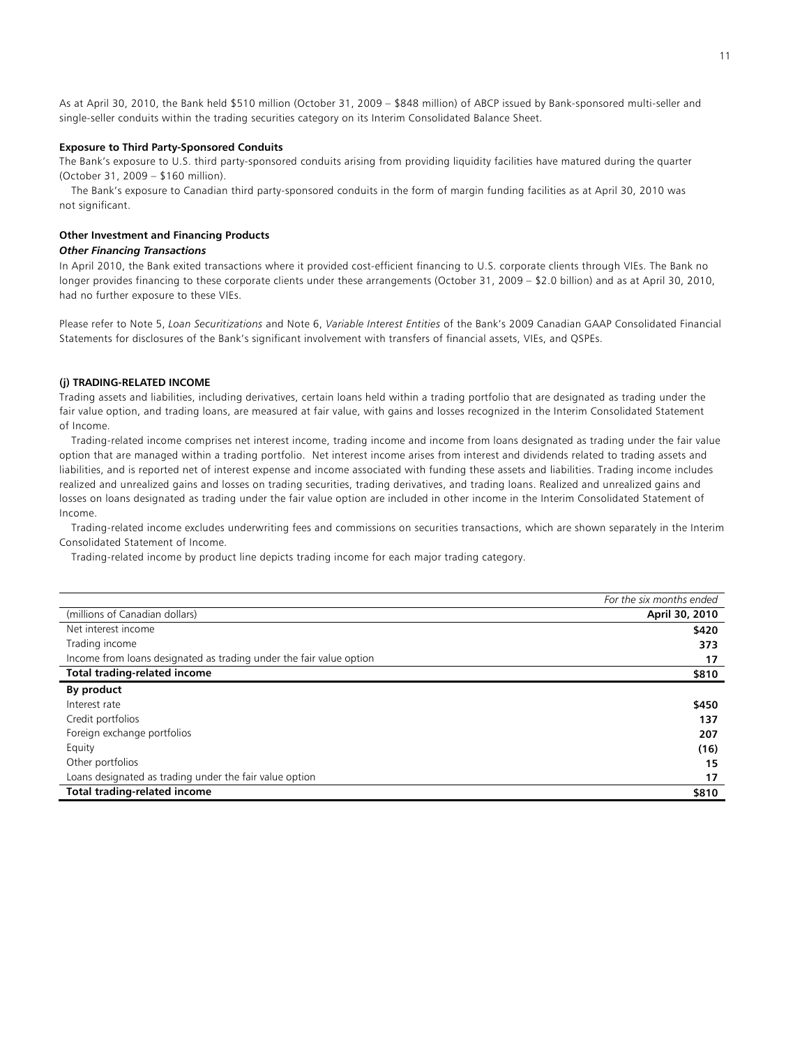As at April 30, 2010, the Bank held $510 million (October 31, 2009 – $848 million) of ABCP issued by Bank-sponsored multi-seller and single-seller conduits within the trading securities category on its Interim Consolidated Balance Sheet.

**Exposure to Third Party-Sponsored Conduits**

The Bank's exposure to U.S. third party-sponsored conduits arising from providing liquidity facilities have matured during the quarter (October 31, 2009 – $160 million).

The Bank's exposure to Canadian third party-sponsored conduits in the form of margin funding facilities as at April 30, 2010 was not significant.

**Other Investment and Financing Products**

***Other Financing Transactions***

In April 2010, the Bank exited transactions where it provided cost-efficient financing to U.S. corporate clients through VIEs. The Bank no longer provides financing to these corporate clients under these arrangements (October 31, 2009 – $2.0 billion) and as at April 30, 2010, had no further exposure to these VIEs.

Please refer to Note 5, *Loan Securitizations* and Note 6, *Variable Interest Entities* of the Bank's 2009 Canadian GAAP Consolidated Financial Statements for disclosures of the Bank's significant involvement with transfers of financial assets, VIEs, and QSPEs.

**(j) TRADING-RELATED INCOME**

Trading assets and liabilities, including derivatives, certain loans held within a trading portfolio that are designated as trading under the fair value option, and trading loans, are measured at fair value, with gains and losses recognized in the Interim Consolidated Statement of Income.

Trading-related income comprises net interest income, trading income and income from loans designated as trading under the fair value option that are managed within a trading portfolio. Net interest income arises from interest and dividends related to trading assets and liabilities, and is reported net of interest expense and income associated with funding these assets and liabilities. Trading income includes realized and unrealized gains and losses on trading securities, trading derivatives, and trading loans. Realized and unrealized gains and losses on loans designated as trading under the fair value option are included in other income in the Interim Consolidated Statement of Income.

Trading-related income excludes underwriting fees and commissions on securities transactions, which are shown separately in the Interim Consolidated Statement of Income.

Trading-related income by product line depicts trading income for each major trading category.

| | *For the six months ended* |
|---|---|
| (millions of Canadian dollars) | **April 30, 2010** |
| Net interest income | **$420** |
| Trading income | **373** |
| Income from loans designated as trading under the fair value option | **17** |
| **Total trading-related income** | **$810** |
| **By product** | |
| Interest rate | **$450** |
| Credit portfolios | **137** |
| Foreign exchange portfolios | **207** |
| Equity | **(16)** |
| Other portfolios | **15** |
| Loans designated as trading under the fair value option | **17** |
| **Total trading-related income** | **$810** |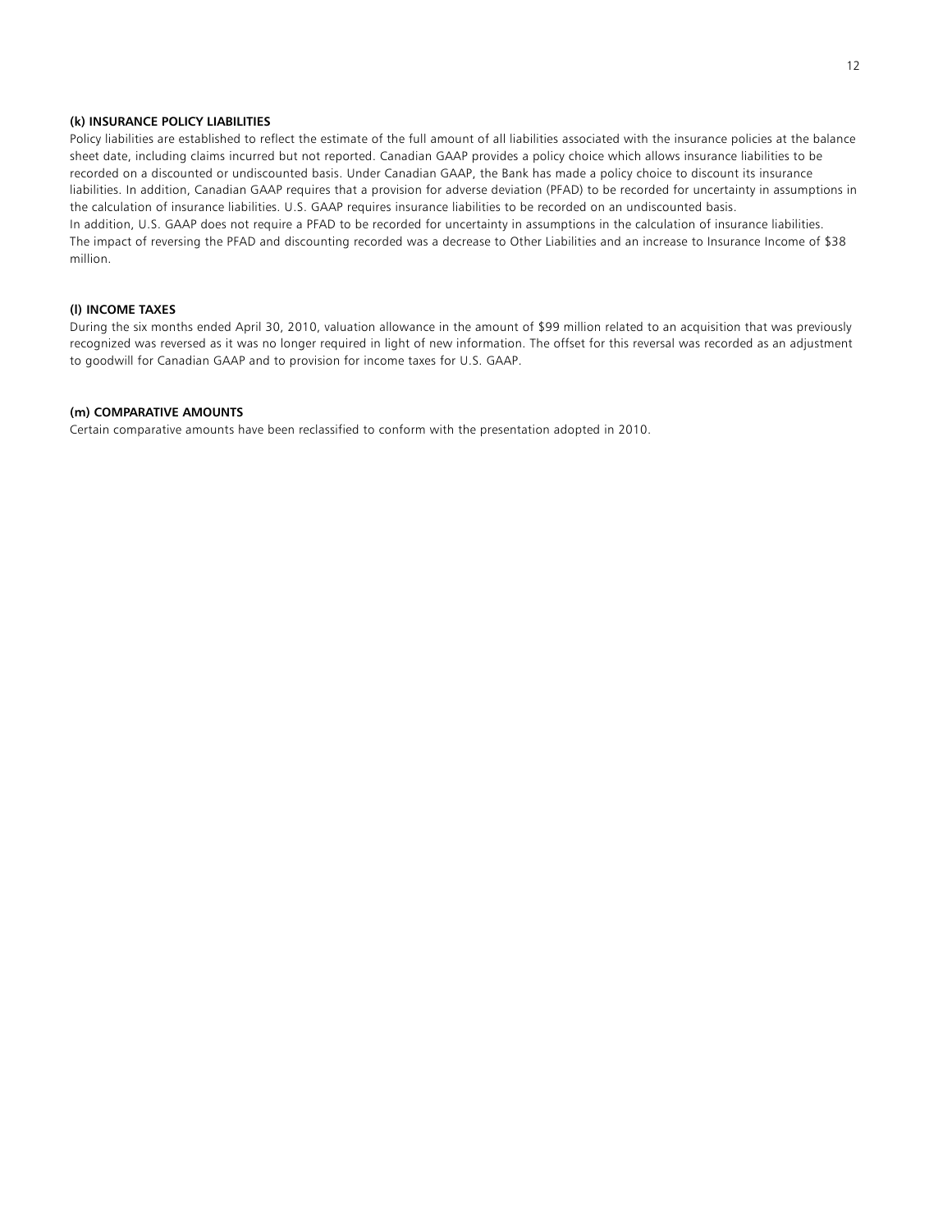**(k) INSURANCE POLICY LIABILITIES**

Policy liabilities are established to reflect the estimate of the full amount of all liabilities associated with the insurance policies at the balance sheet date, including claims incurred but not reported. Canadian GAAP provides a policy choice which allows insurance liabilities to be recorded on a discounted or undiscounted basis. Under Canadian GAAP, the Bank has made a policy choice to discount its insurance liabilities. In addition, Canadian GAAP requires that a provision for adverse deviation (PFAD) to be recorded for uncertainty in assumptions in the calculation of insurance liabilities. U.S. GAAP requires insurance liabilities to be recorded on an undiscounted basis.
In addition, U.S. GAAP does not require a PFAD to be recorded for uncertainty in assumptions in the calculation of insurance liabilities. The impact of reversing the PFAD and discounting recorded was a decrease to Other Liabilities and an increase to Insurance Income of $38 million.

**(l) INCOME TAXES**

During the six months ended April 30, 2010, valuation allowance in the amount of $99 million related to an acquisition that was previously recognized was reversed as it was no longer required in light of new information. The offset for this reversal was recorded as an adjustment to goodwill for Canadian GAAP and to provision for income taxes for U.S. GAAP.

**(m) COMPARATIVE AMOUNTS**

Certain comparative amounts have been reclassified to conform with the presentation adopted in 2010.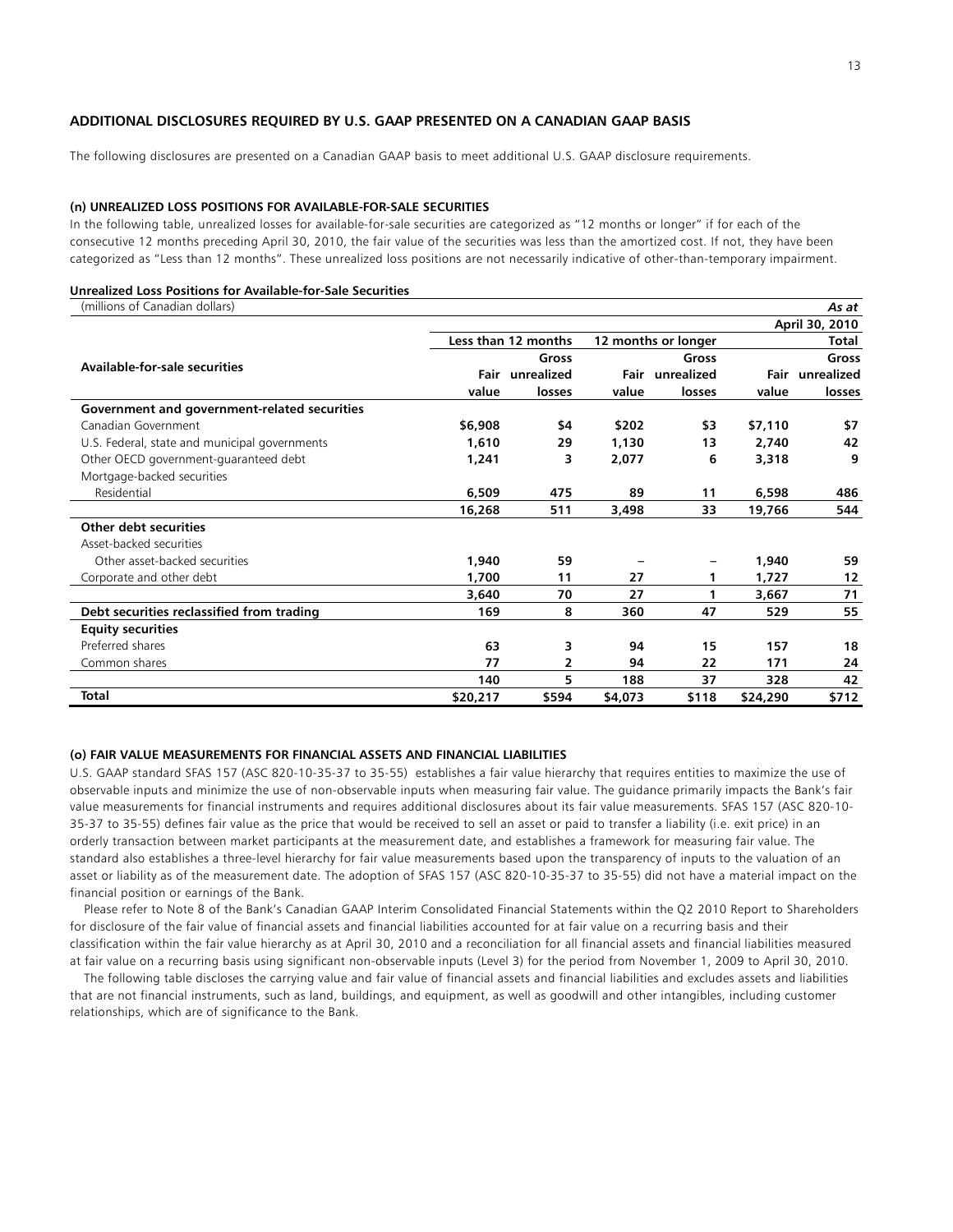## ADDITIONAL DISCLOSURES REQUIRED BY U.S. GAAP PRESENTED ON A CANADIAN GAAP BASIS

The following disclosures are presented on a Canadian GAAP basis to meet additional U.S. GAAP disclosure requirements.

### (n) UNREALIZED LOSS POSITIONS FOR AVAILABLE-FOR-SALE SECURITIES

In the following table, unrealized losses for available-for-sale securities are categorized as "12 months or longer" if for each of the consecutive 12 months preceding April 30, 2010, the fair value of the securities was less than the amortized cost. If not, they have been categorized as "Less than 12 months". These unrealized loss positions are not necessarily indicative of other-than-temporary impairment.

**Unrealized Loss Positions for Available-for-Sale Securities**

(millions of Canadian dollars) *As at*

| | | | | | | April 30, 2010 |
|---|---|---|---|---|---|---|
| | Less than 12 months | | 12 months or longer | | Total | |
| **Available-for-sale securities** | Fair value | Gross unrealized losses | Fair value | Gross unrealized losses | Fair value | Gross unrealized losses |
| **Government and government-related securities** | | | | | | |
| Canadian Government | $6,908 | $4 | $202 | $3 | $7,110 | $7 |
| U.S. Federal, state and municipal governments | 1,610 | 29 | 1,130 | 13 | 2,740 | 42 |
| Other OECD government-guaranteed debt | 1,241 | 3 | 2,077 | 6 | 3,318 | 9 |
| Mortgage-backed securities | | | | | | |
| Residential | 6,509 | 475 | 89 | 11 | 6,598 | 486 |
| | 16,268 | 511 | 3,498 | 33 | 19,766 | 544 |
| **Other debt securities** | | | | | | |
| Asset-backed securities | | | | | | |
| Other asset-backed securities | 1,940 | 59 | – | – | 1,940 | 59 |
| Corporate and other debt | 1,700 | 11 | 27 | 1 | 1,727 | 12 |
| | 3,640 | 70 | 27 | 1 | 3,667 | 71 |
| **Debt securities reclassified from trading** | 169 | 8 | 360 | 47 | 529 | 55 |
| **Equity securities** | | | | | | |
| Preferred shares | 63 | 3 | 94 | 15 | 157 | 18 |
| Common shares | 77 | 2 | 94 | 22 | 171 | 24 |
| | 140 | 5 | 188 | 37 | 328 | 42 |
| **Total** | $20,217 | $594 | $4,073 | $118 | $24,290 | $712 |

### (o) FAIR VALUE MEASUREMENTS FOR FINANCIAL ASSETS AND FINANCIAL LIABILITIES

U.S. GAAP standard SFAS 157 (ASC 820-10-35-37 to 35-55) establishes a fair value hierarchy that requires entities to maximize the use of observable inputs and minimize the use of non-observable inputs when measuring fair value. The guidance primarily impacts the Bank's fair value measurements for financial instruments and requires additional disclosures about its fair value measurements. SFAS 157 (ASC 820-10-35-37 to 35-55) defines fair value as the price that would be received to sell an asset or paid to transfer a liability (i.e. exit price) in an orderly transaction between market participants at the measurement date, and establishes a framework for measuring fair value. The standard also establishes a three-level hierarchy for fair value measurements based upon the transparency of inputs to the valuation of an asset or liability as of the measurement date. The adoption of SFAS 157 (ASC 820-10-35-37 to 35-55) did not have a material impact on the financial position or earnings of the Bank.

Please refer to Note 8 of the Bank's Canadian GAAP Interim Consolidated Financial Statements within the Q2 2010 Report to Shareholders for disclosure of the fair value of financial assets and financial liabilities accounted for at fair value on a recurring basis and their classification within the fair value hierarchy as at April 30, 2010 and a reconciliation for all financial assets and financial liabilities measured at fair value on a recurring basis using significant non-observable inputs (Level 3) for the period from November 1, 2009 to April 30, 2010.

The following table discloses the carrying value and fair value of financial assets and financial liabilities and excludes assets and liabilities that are not financial instruments, such as land, buildings, and equipment, as well as goodwill and other intangibles, including customer relationships, which are of significance to the Bank.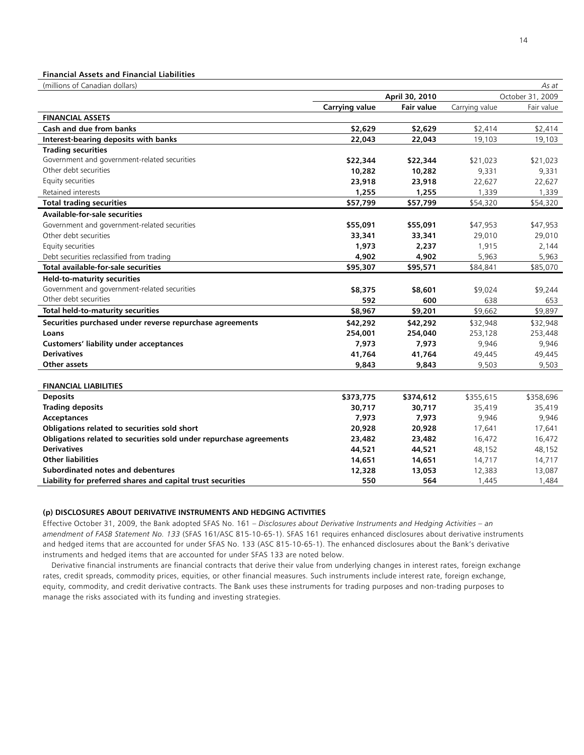**Financial Assets and Financial Liabilities**

| (millions of Canadian dollars) | | | | *As at* |
|---|---|---|---|---|
| | **April 30, 2010** | | October 31, 2009 | |
| | **Carrying value** | **Fair value** | Carrying value | Fair value |
| **FINANCIAL ASSETS** | | | | |
| **Cash and due from banks** | **$2,629** | **$2,629** | $2,414 | $2,414 |
| **Interest-bearing deposits with banks** | **22,043** | **22,043** | 19,103 | 19,103 |
| **Trading securities** | | | | |
| Government and government-related securities | **$22,344** | **$22,344** | $21,023 | $21,023 |
| Other debt securities | **10,282** | **10,282** | 9,331 | 9,331 |
| Equity securities | **23,918** | **23,918** | 22,627 | 22,627 |
| Retained interests | **1,255** | **1,255** | 1,339 | 1,339 |
| **Total trading securities** | **$57,799** | **$57,799** | $54,320 | $54,320 |
| **Available-for-sale securities** | | | | |
| Government and government-related securities | **$55,091** | **$55,091** | $47,953 | $47,953 |
| Other debt securities | **33,341** | **33,341** | 29,010 | 29,010 |
| Equity securities | **1,973** | **2,237** | 1,915 | 2,144 |
| Debt securities reclassified from trading | **4,902** | **4,902** | 5,963 | 5,963 |
| **Total available-for-sale securities** | **$95,307** | **$95,571** | $84,841 | $85,070 |
| **Held-to-maturity securities** | | | | |
| Government and government-related securities | **$8,375** | **$8,601** | $9,024 | $9,244 |
| Other debt securities | **592** | **600** | 638 | 653 |
| **Total held-to-maturity securities** | **$8,967** | **$9,201** | $9,662 | $9,897 |
| **Securities purchased under reverse repurchase agreements** | **$42,292** | **$42,292** | $32,948 | $32,948 |
| **Loans** | **254,001** | **254,040** | 253,128 | 253,448 |
| **Customers' liability under acceptances** | **7,973** | **7,973** | 9,946 | 9,946 |
| **Derivatives** | **41,764** | **41,764** | 49,445 | 49,445 |
| **Other assets** | **9,843** | **9,843** | 9,503 | 9,503 |
| | | | | |
| **FINANCIAL LIABILITIES** | | | | |
| **Deposits** | **$373,775** | **$374,612** | $355,615 | $358,696 |
| **Trading deposits** | **30,717** | **30,717** | 35,419 | 35,419 |
| **Acceptances** | **7,973** | **7,973** | 9,946 | 9,946 |
| **Obligations related to securities sold short** | **20,928** | **20,928** | 17,641 | 17,641 |
| **Obligations related to securities sold under repurchase agreements** | **23,482** | **23,482** | 16,472 | 16,472 |
| **Derivatives** | **44,521** | **44,521** | 48,152 | 48,152 |
| **Other liabilities** | **14,651** | **14,651** | 14,717 | 14,717 |
| **Subordinated notes and debentures** | **12,328** | **13,053** | 12,383 | 13,087 |
| **Liability for preferred shares and capital trust securities** | **550** | **564** | 1,445 | 1,484 |

**(p) DISCLOSURES ABOUT DERIVATIVE INSTRUMENTS AND HEDGING ACTIVITIES**

Effective October 31, 2009, the Bank adopted SFAS No. 161 – *Disclosures about Derivative Instruments and Hedging Activities – an amendment of FASB Statement No. 133* (SFAS 161/ASC 815-10-65-1). SFAS 161 requires enhanced disclosures about derivative instruments and hedged items that are accounted for under SFAS No. 133 (ASC 815-10-65-1). The enhanced disclosures about the Bank's derivative instruments and hedged items that are accounted for under SFAS 133 are noted below.

Derivative financial instruments are financial contracts that derive their value from underlying changes in interest rates, foreign exchange rates, credit spreads, commodity prices, equities, or other financial measures. Such instruments include interest rate, foreign exchange, equity, commodity, and credit derivative contracts. The Bank uses these instruments for trading purposes and non-trading purposes to manage the risks associated with its funding and investing strategies.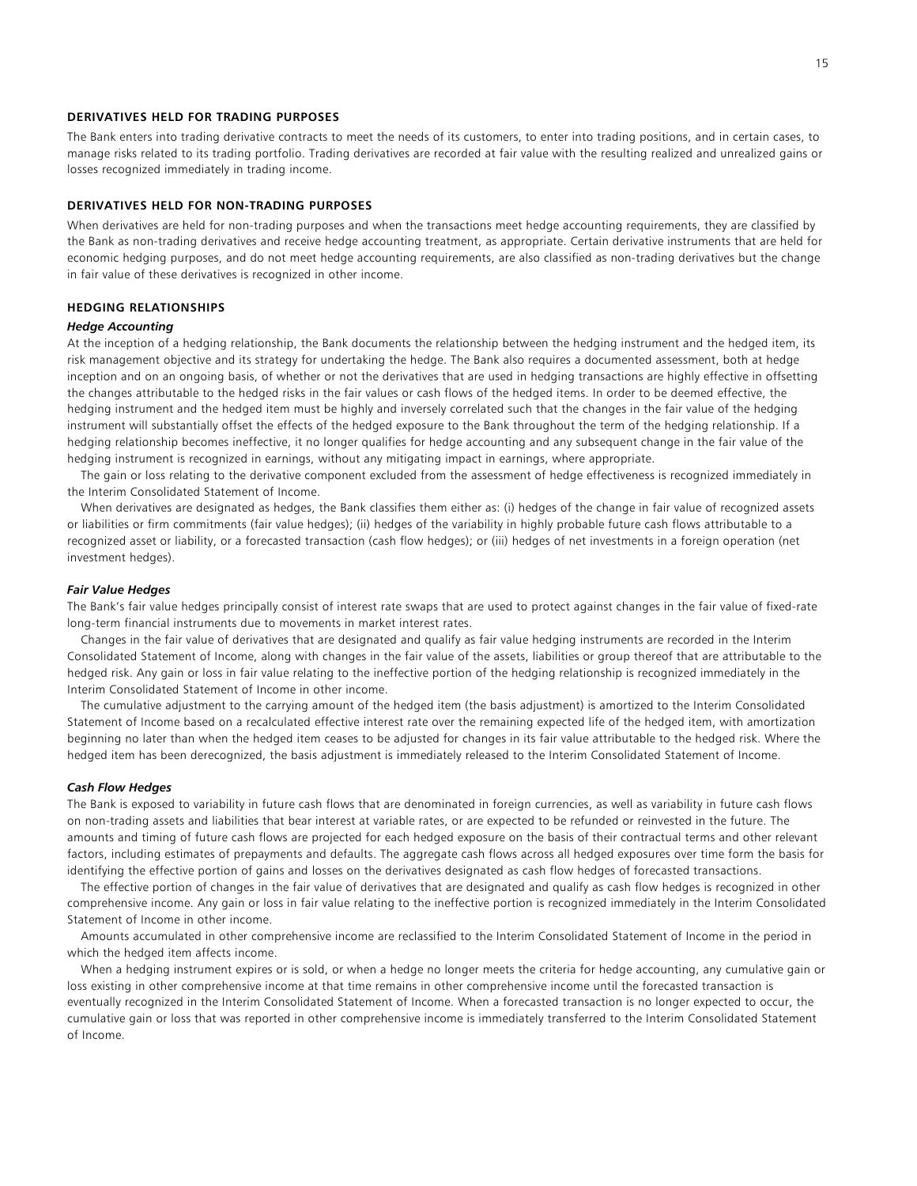## DERIVATIVES HELD FOR TRADING PURPOSES

The Bank enters into trading derivative contracts to meet the needs of its customers, to enter into trading positions, and in certain cases, to manage risks related to its trading portfolio. Trading derivatives are recorded at fair value with the resulting realized and unrealized gains or losses recognized immediately in trading income.

## DERIVATIVES HELD FOR NON-TRADING PURPOSES

When derivatives are held for non-trading purposes and when the transactions meet hedge accounting requirements, they are classified by the Bank as non-trading derivatives and receive hedge accounting treatment, as appropriate. Certain derivative instruments that are held for economic hedging purposes, and do not meet hedge accounting requirements, are also classified as non-trading derivatives but the change in fair value of these derivatives is recognized in other income.

## HEDGING RELATIONSHIPS

### *Hedge Accounting*

At the inception of a hedging relationship, the Bank documents the relationship between the hedging instrument and the hedged item, its risk management objective and its strategy for undertaking the hedge. The Bank also requires a documented assessment, both at hedge inception and on an ongoing basis, of whether or not the derivatives that are used in hedging transactions are highly effective in offsetting the changes attributable to the hedged risks in the fair values or cash flows of the hedged items. In order to be deemed effective, the hedging instrument and the hedged item must be highly and inversely correlated such that the changes in the fair value of the hedging instrument will substantially offset the effects of the hedged exposure to the Bank throughout the term of the hedging relationship. If a hedging relationship becomes ineffective, it no longer qualifies for hedge accounting and any subsequent change in the fair value of the hedging instrument is recognized in earnings, without any mitigating impact in earnings, where appropriate.

The gain or loss relating to the derivative component excluded from the assessment of hedge effectiveness is recognized immediately in the Interim Consolidated Statement of Income.

When derivatives are designated as hedges, the Bank classifies them either as: (i) hedges of the change in fair value of recognized assets or liabilities or firm commitments (fair value hedges); (ii) hedges of the variability in highly probable future cash flows attributable to a recognized asset or liability, or a forecasted transaction (cash flow hedges); or (iii) hedges of net investments in a foreign operation (net investment hedges).

### *Fair Value Hedges*

The Bank's fair value hedges principally consist of interest rate swaps that are used to protect against changes in the fair value of fixed-rate long-term financial instruments due to movements in market interest rates.

Changes in the fair value of derivatives that are designated and qualify as fair value hedging instruments are recorded in the Interim Consolidated Statement of Income, along with changes in the fair value of the assets, liabilities or group thereof that are attributable to the hedged risk. Any gain or loss in fair value relating to the ineffective portion of the hedging relationship is recognized immediately in the Interim Consolidated Statement of Income in other income.

The cumulative adjustment to the carrying amount of the hedged item (the basis adjustment) is amortized to the Interim Consolidated Statement of Income based on a recalculated effective interest rate over the remaining expected life of the hedged item, with amortization beginning no later than when the hedged item ceases to be adjusted for changes in its fair value attributable to the hedged risk. Where the hedged item has been derecognized, the basis adjustment is immediately released to the Interim Consolidated Statement of Income.

### *Cash Flow Hedges*

The Bank is exposed to variability in future cash flows that are denominated in foreign currencies, as well as variability in future cash flows on non-trading assets and liabilities that bear interest at variable rates, or are expected to be refunded or reinvested in the future. The amounts and timing of future cash flows are projected for each hedged exposure on the basis of their contractual terms and other relevant factors, including estimates of prepayments and defaults. The aggregate cash flows across all hedged exposures over time form the basis for identifying the effective portion of gains and losses on the derivatives designated as cash flow hedges of forecasted transactions.

The effective portion of changes in the fair value of derivatives that are designated and qualify as cash flow hedges is recognized in other comprehensive income. Any gain or loss in fair value relating to the ineffective portion is recognized immediately in the Interim Consolidated Statement of Income in other income.

Amounts accumulated in other comprehensive income are reclassified to the Interim Consolidated Statement of Income in the period in which the hedged item affects income.

When a hedging instrument expires or is sold, or when a hedge no longer meets the criteria for hedge accounting, any cumulative gain or loss existing in other comprehensive income at that time remains in other comprehensive income until the forecasted transaction is eventually recognized in the Interim Consolidated Statement of Income. When a forecasted transaction is no longer expected to occur, the cumulative gain or loss that was reported in other comprehensive income is immediately transferred to the Interim Consolidated Statement of Income.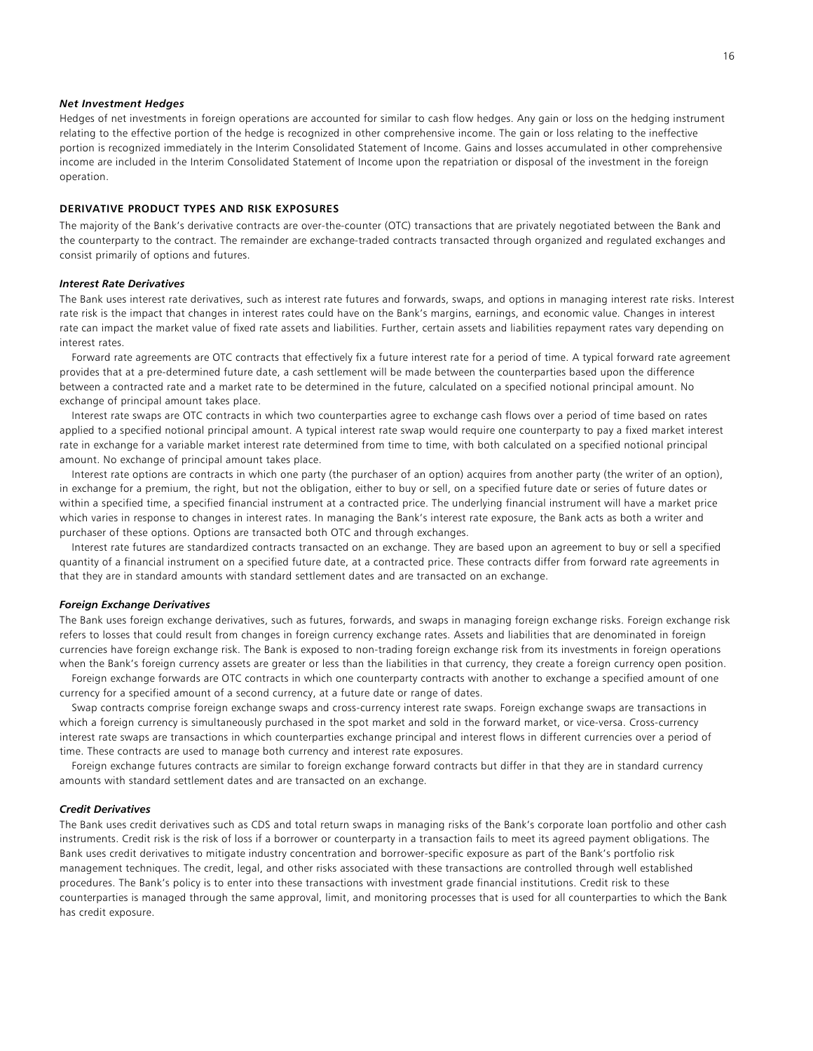### *Net Investment Hedges*

Hedges of net investments in foreign operations are accounted for similar to cash flow hedges. Any gain or loss on the hedging instrument relating to the effective portion of the hedge is recognized in other comprehensive income. The gain or loss relating to the ineffective portion is recognized immediately in the Interim Consolidated Statement of Income. Gains and losses accumulated in other comprehensive income are included in the Interim Consolidated Statement of Income upon the repatriation or disposal of the investment in the foreign operation.

## DERIVATIVE PRODUCT TYPES AND RISK EXPOSURES

The majority of the Bank's derivative contracts are over-the-counter (OTC) transactions that are privately negotiated between the Bank and the counterparty to the contract. The remainder are exchange-traded contracts transacted through organized and regulated exchanges and consist primarily of options and futures.

### *Interest Rate Derivatives*

The Bank uses interest rate derivatives, such as interest rate futures and forwards, swaps, and options in managing interest rate risks. Interest rate risk is the impact that changes in interest rates could have on the Bank's margins, earnings, and economic value. Changes in interest rate can impact the market value of fixed rate assets and liabilities. Further, certain assets and liabilities repayment rates vary depending on interest rates.

Forward rate agreements are OTC contracts that effectively fix a future interest rate for a period of time. A typical forward rate agreement provides that at a pre-determined future date, a cash settlement will be made between the counterparties based upon the difference between a contracted rate and a market rate to be determined in the future, calculated on a specified notional principal amount. No exchange of principal amount takes place.

Interest rate swaps are OTC contracts in which two counterparties agree to exchange cash flows over a period of time based on rates applied to a specified notional principal amount. A typical interest rate swap would require one counterparty to pay a fixed market interest rate in exchange for a variable market interest rate determined from time to time, with both calculated on a specified notional principal amount. No exchange of principal amount takes place.

Interest rate options are contracts in which one party (the purchaser of an option) acquires from another party (the writer of an option), in exchange for a premium, the right, but not the obligation, either to buy or sell, on a specified future date or series of future dates or within a specified time, a specified financial instrument at a contracted price. The underlying financial instrument will have a market price which varies in response to changes in interest rates. In managing the Bank's interest rate exposure, the Bank acts as both a writer and purchaser of these options. Options are transacted both OTC and through exchanges.

Interest rate futures are standardized contracts transacted on an exchange. They are based upon an agreement to buy or sell a specified quantity of a financial instrument on a specified future date, at a contracted price. These contracts differ from forward rate agreements in that they are in standard amounts with standard settlement dates and are transacted on an exchange.

### *Foreign Exchange Derivatives*

The Bank uses foreign exchange derivatives, such as futures, forwards, and swaps in managing foreign exchange risks. Foreign exchange risk refers to losses that could result from changes in foreign currency exchange rates. Assets and liabilities that are denominated in foreign currencies have foreign exchange risk. The Bank is exposed to non-trading foreign exchange risk from its investments in foreign operations when the Bank's foreign currency assets are greater or less than the liabilities in that currency, they create a foreign currency open position.

Foreign exchange forwards are OTC contracts in which one counterparty contracts with another to exchange a specified amount of one currency for a specified amount of a second currency, at a future date or range of dates.

Swap contracts comprise foreign exchange swaps and cross-currency interest rate swaps. Foreign exchange swaps are transactions in which a foreign currency is simultaneously purchased in the spot market and sold in the forward market, or vice-versa. Cross-currency interest rate swaps are transactions in which counterparties exchange principal and interest flows in different currencies over a period of time. These contracts are used to manage both currency and interest rate exposures.

Foreign exchange futures contracts are similar to foreign exchange forward contracts but differ in that they are in standard currency amounts with standard settlement dates and are transacted on an exchange.

### *Credit Derivatives*

The Bank uses credit derivatives such as CDS and total return swaps in managing risks of the Bank's corporate loan portfolio and other cash instruments. Credit risk is the risk of loss if a borrower or counterparty in a transaction fails to meet its agreed payment obligations. The Bank uses credit derivatives to mitigate industry concentration and borrower-specific exposure as part of the Bank's portfolio risk management techniques. The credit, legal, and other risks associated with these transactions are controlled through well established procedures. The Bank's policy is to enter into these transactions with investment grade financial institutions. Credit risk to these counterparties is managed through the same approval, limit, and monitoring processes that is used for all counterparties to which the Bank has credit exposure.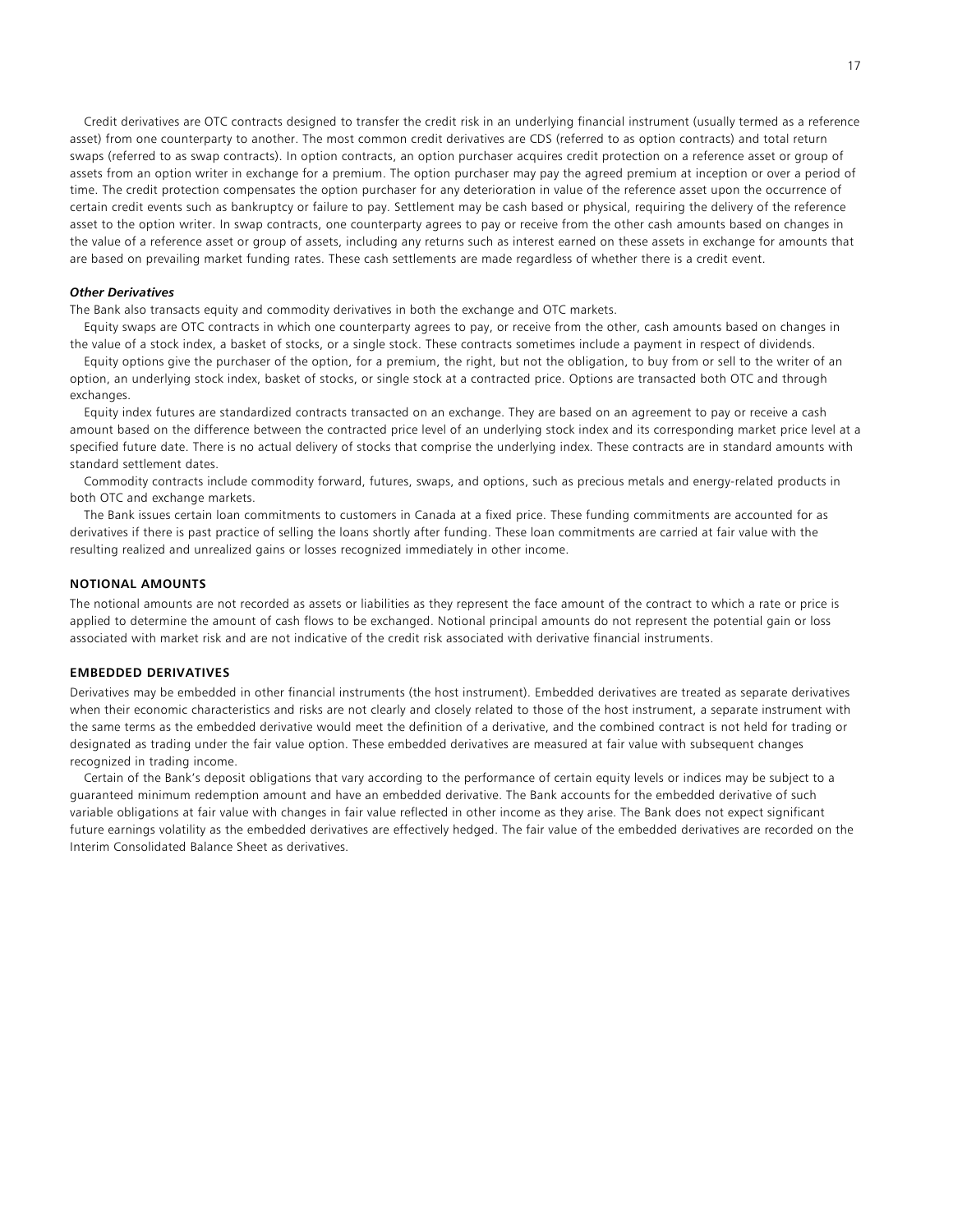Credit derivatives are OTC contracts designed to transfer the credit risk in an underlying financial instrument (usually termed as a reference asset) from one counterparty to another. The most common credit derivatives are CDS (referred to as option contracts) and total return swaps (referred to as swap contracts). In option contracts, an option purchaser acquires credit protection on a reference asset or group of assets from an option writer in exchange for a premium. The option purchaser may pay the agreed premium at inception or over a period of time. The credit protection compensates the option purchaser for any deterioration in value of the reference asset upon the occurrence of certain credit events such as bankruptcy or failure to pay. Settlement may be cash based or physical, requiring the delivery of the reference asset to the option writer. In swap contracts, one counterparty agrees to pay or receive from the other cash amounts based on changes in the value of a reference asset or group of assets, including any returns such as interest earned on these assets in exchange for amounts that are based on prevailing market funding rates. These cash settlements are made regardless of whether there is a credit event.

***Other Derivatives***

The Bank also transacts equity and commodity derivatives in both the exchange and OTC markets.

Equity swaps are OTC contracts in which one counterparty agrees to pay, or receive from the other, cash amounts based on changes in the value of a stock index, a basket of stocks, or a single stock. These contracts sometimes include a payment in respect of dividends.

Equity options give the purchaser of the option, for a premium, the right, but not the obligation, to buy from or sell to the writer of an option, an underlying stock index, basket of stocks, or single stock at a contracted price. Options are transacted both OTC and through exchanges.

Equity index futures are standardized contracts transacted on an exchange. They are based on an agreement to pay or receive a cash amount based on the difference between the contracted price level of an underlying stock index and its corresponding market price level at a specified future date. There is no actual delivery of stocks that comprise the underlying index. These contracts are in standard amounts with standard settlement dates.

Commodity contracts include commodity forward, futures, swaps, and options, such as precious metals and energy-related products in both OTC and exchange markets.

The Bank issues certain loan commitments to customers in Canada at a fixed price. These funding commitments are accounted for as derivatives if there is past practice of selling the loans shortly after funding. These loan commitments are carried at fair value with the resulting realized and unrealized gains or losses recognized immediately in other income.

## NOTIONAL AMOUNTS

The notional amounts are not recorded as assets or liabilities as they represent the face amount of the contract to which a rate or price is applied to determine the amount of cash flows to be exchanged. Notional principal amounts do not represent the potential gain or loss associated with market risk and are not indicative of the credit risk associated with derivative financial instruments.

## EMBEDDED DERIVATIVES

Derivatives may be embedded in other financial instruments (the host instrument). Embedded derivatives are treated as separate derivatives when their economic characteristics and risks are not clearly and closely related to those of the host instrument, a separate instrument with the same terms as the embedded derivative would meet the definition of a derivative, and the combined contract is not held for trading or designated as trading under the fair value option. These embedded derivatives are measured at fair value with subsequent changes recognized in trading income.

Certain of the Bank's deposit obligations that vary according to the performance of certain equity levels or indices may be subject to a guaranteed minimum redemption amount and have an embedded derivative. The Bank accounts for the embedded derivative of such variable obligations at fair value with changes in fair value reflected in other income as they arise. The Bank does not expect significant future earnings volatility as the embedded derivatives are effectively hedged. The fair value of the embedded derivatives are recorded on the Interim Consolidated Balance Sheet as derivatives.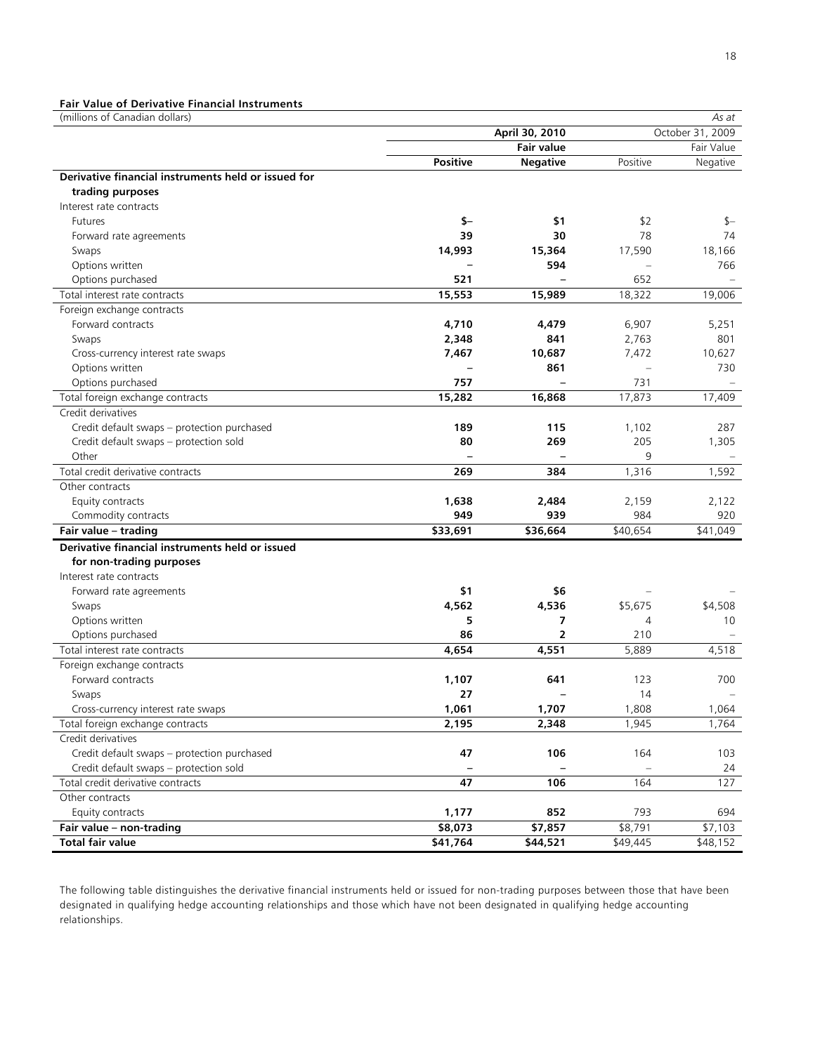**Fair Value of Derivative Financial Instruments**

| (millions of Canadian dollars) | | | | *As at* |
|---|---|---|---|---|
| | **April 30, 2010** | | October 31, 2009 | |
| | **Fair value** | | Fair Value | |
| | **Positive** | **Negative** | Positive | Negative |
| **Derivative financial instruments held or issued for trading purposes** | | | | |
| Interest rate contracts | | | | |
| Futures | **$–** | **$1** | $2 | $– |
| Forward rate agreements | **39** | **30** | 78 | 74 |
| Swaps | **14,993** | **15,364** | 17,590 | 18,166 |
| Options written | **–** | **594** | – | 766 |
| Options purchased | **521** | **–** | 652 | – |
| Total interest rate contracts | **15,553** | **15,989** | 18,322 | 19,006 |
| Foreign exchange contracts | | | | |
| Forward contracts | **4,710** | **4,479** | 6,907 | 5,251 |
| Swaps | **2,348** | **841** | 2,763 | 801 |
| Cross-currency interest rate swaps | **7,467** | **10,687** | 7,472 | 10,627 |
| Options written | **–** | **861** | – | 730 |
| Options purchased | **757** | **–** | 731 | – |
| Total foreign exchange contracts | **15,282** | **16,868** | 17,873 | 17,409 |
| Credit derivatives | | | | |
| Credit default swaps – protection purchased | **189** | **115** | 1,102 | 287 |
| Credit default swaps – protection sold | **80** | **269** | 205 | 1,305 |
| Other | **–** | **–** | 9 | – |
| Total credit derivative contracts | **269** | **384** | 1,316 | 1,592 |
| Other contracts | | | | |
| Equity contracts | **1,638** | **2,484** | 2,159 | 2,122 |
| Commodity contracts | **949** | **939** | 984 | 920 |
| **Fair value – trading** | **$33,691** | **$36,664** | $40,654 | $41,049 |
| **Derivative financial instruments held or issued for non-trading purposes** | | | | |
| Interest rate contracts | | | | |
| Forward rate agreements | **$1** | **$6** | – | – |
| Swaps | **4,562** | **4,536** | $5,675 | $4,508 |
| Options written | **5** | **7** | 4 | 10 |
| Options purchased | **86** | **2** | 210 | – |
| Total interest rate contracts | **4,654** | **4,551** | 5,889 | 4,518 |
| Foreign exchange contracts | | | | |
| Forward contracts | **1,107** | **641** | 123 | 700 |
| Swaps | **27** | **–** | 14 | – |
| Cross-currency interest rate swaps | **1,061** | **1,707** | 1,808 | 1,064 |
| Total foreign exchange contracts | **2,195** | **2,348** | 1,945 | 1,764 |
| Credit derivatives | | | | |
| Credit default swaps – protection purchased | **47** | **106** | 164 | 103 |
| Credit default swaps – protection sold | **–** | **–** | – | 24 |
| Total credit derivative contracts | **47** | **106** | 164 | 127 |
| Other contracts | | | | |
| Equity contracts | **1,177** | **852** | 793 | 694 |
| **Fair value – non-trading** | **$8,073** | **$7,857** | $8,791 | $7,103 |
| **Total fair value** | **$41,764** | **$44,521** | $49,445 | $48,152 |

The following table distinguishes the derivative financial instruments held or issued for non-trading purposes between those that have been designated in qualifying hedge accounting relationships and those which have not been designated in qualifying hedge accounting relationships.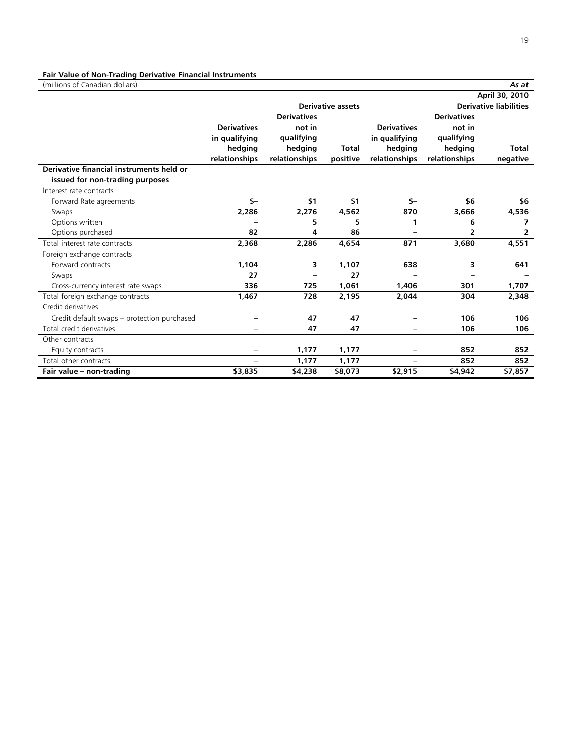**Fair Value of Non-Trading Derivative Financial Instruments**

| (millions of Canadian dollars) | | | | | | *As at* |
|---|---|---|---|---|---|---|
| | | | | | | **April 30, 2010** |
| | **Derivative assets** | | | **Derivative liabilities** | | |
| | **Derivatives in qualifying hedging relationships** | **Derivatives not in qualifying hedging relationships** | **Total positive** | **Derivatives in qualifying hedging relationships** | **Derivatives not in qualifying hedging relationships** | **Total negative** |
| **Derivative financial instruments held or issued for non-trading purposes** | | | | | | |
| Interest rate contracts | | | | | | |
| Forward Rate agreements | $– | $1 | $1 | $– | $6 | $6 |
| Swaps | 2,286 | 2,276 | 4,562 | 870 | 3,666 | 4,536 |
| Options written | – | 5 | 5 | 1 | 6 | 7 |
| Options purchased | 82 | 4 | 86 | – | 2 | 2 |
| Total interest rate contracts | 2,368 | 2,286 | 4,654 | 871 | 3,680 | 4,551 |
| Foreign exchange contracts | | | | | | |
| Forward contracts | 1,104 | 3 | 1,107 | 638 | 3 | 641 |
| Swaps | 27 | – | 27 | – | – | – |
| Cross-currency interest rate swaps | 336 | 725 | 1,061 | 1,406 | 301 | 1,707 |
| Total foreign exchange contracts | 1,467 | 728 | 2,195 | 2,044 | 304 | 2,348 |
| Credit derivatives | | | | | | |
| Credit default swaps – protection purchased | – | 47 | 47 | – | 106 | 106 |
| Total credit derivatives | – | 47 | 47 | – | 106 | 106 |
| Other contracts | | | | | | |
| Equity contracts | – | 1,177 | 1,177 | – | 852 | 852 |
| Total other contracts | – | 1,177 | 1,177 | – | 852 | 852 |
| **Fair value – non-trading** | **$3,835** | **$4,238** | **$8,073** | **$2,915** | **$4,942** | **$7,857** |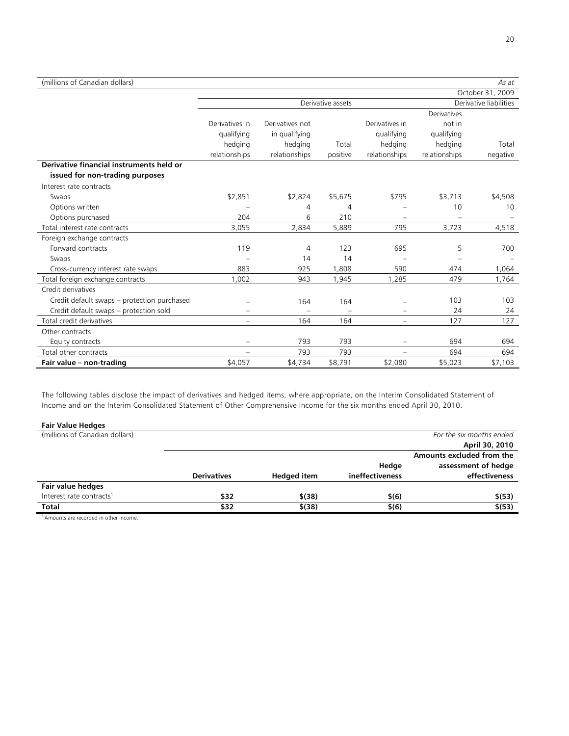| (millions of Canadian dollars) | | | | | | *As at* |
|---|---|---|---|---|---|---|
| | | | | | | October 31, 2009 |
| | Derivative assets | | | Derivative liabilities | | |
| | Derivatives in qualifying hedging relationships | Derivatives not in qualifying hedging relationships | Total positive | Derivatives in qualifying hedging relationships | Derivatives not in qualifying hedging relationships | Total negative |
| **Derivative financial instruments held or issued for non-trading purposes** | | | | | | |
| Interest rate contracts | | | | | | |
| Swaps | $2,851 | $2,824 | $5,675 | $795 | $3,713 | $4,508 |
| Options written | – | 4 | 4 | – | 10 | 10 |
| Options purchased | 204 | 6 | 210 | – | – | – |
| Total interest rate contracts | 3,055 | 2,834 | 5,889 | 795 | 3,723 | 4,518 |
| Foreign exchange contracts | | | | | | |
| Forward contracts | 119 | 4 | 123 | 695 | 5 | 700 |
| Swaps | – | 14 | 14 | – | – | – |
| Cross-currency interest rate swaps | 883 | 925 | 1,808 | 590 | 474 | 1,064 |
| Total foreign exchange contracts | 1,002 | 943 | 1,945 | 1,285 | 479 | 1,764 |
| Credit derivatives | | | | | | |
| Credit default swaps – protection purchased | – | 164 | 164 | – | 103 | 103 |
| Credit default swaps – protection sold | – | – | – | – | 24 | 24 |
| Total credit derivatives | – | 164 | 164 | – | 127 | 127 |
| Other contracts | | | | | | |
| Equity contracts | – | 793 | 793 | – | 694 | 694 |
| Total other contracts | – | 793 | 793 | – | 694 | 694 |
| **Fair value – non-trading** | $4,057 | $4,734 | $8,791 | $2,080 | $5,023 | $7,103 |

The following tables disclose the impact of derivatives and hedged items, where appropriate, on the Interim Consolidated Statement of Income and on the Interim Consolidated Statement of Other Comprehensive Income for the six months ended April 30, 2010.

**Fair Value Hedges**

| (millions of Canadian dollars) | | | | *For the six months ended* |
|---|---|---|---|---|
| | | | | **April 30, 2010** |
| | **Derivatives** | **Hedged item** | **Hedge ineffectiveness** | **Amounts excluded from the assessment of hedge effectiveness** |
| **Fair value hedges** | | | | |
| Interest rate contracts[1] | **$32** | **$(38)** | **$(6)** | **$(53)** |
| **Total** | **$32** | **$(38)** | **$(6)** | **$(53)** |

[1] Amounts are recorded in other income.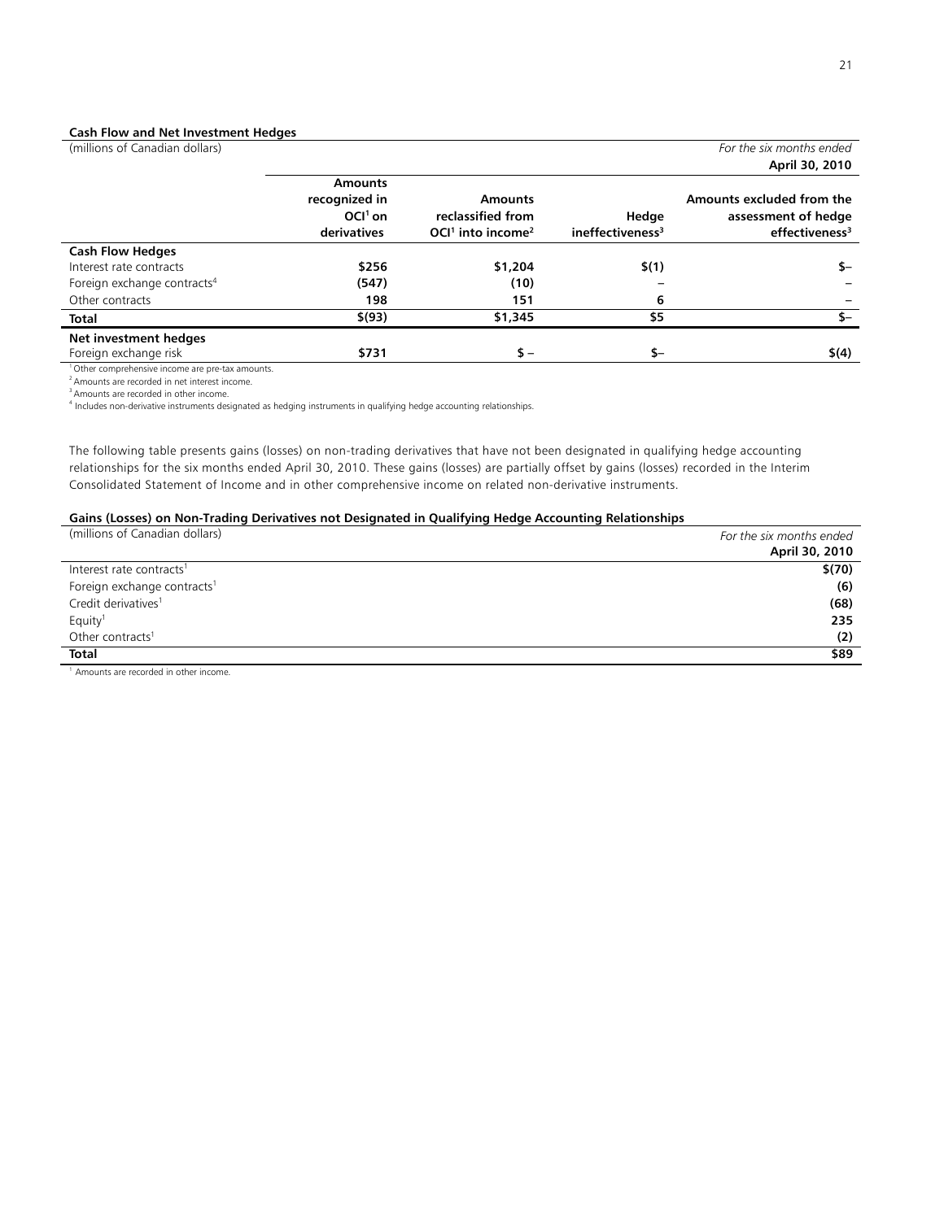**Cash Flow and Net Investment Hedges**

| (millions of Canadian dollars) | | | | *For the six months ended* **April 30, 2010** |
|---|---|---|---|---|
| | **Amounts recognized in OCI[1] on derivatives** | **Amounts reclassified from OCI[1] into income[2]** | **Hedge ineffectiveness[3]** | **Amounts excluded from the assessment of hedge effectiveness[3]** |
| **Cash Flow Hedges** | | | | |
| Interest rate contracts | **$256** | **$1,204** | **$(1)** | **$–** |
| Foreign exchange contracts[4] | **(547)** | **(10)** | **–** | **–** |
| Other contracts | **198** | **151** | **6** | **–** |
| **Total** | **$(93)** | **$1,345** | **$5** | **$–** |
| **Net investment hedges** | | | | |
| Foreign exchange risk | **$731** | **$ –** | **$–** | **$(4)** |

[1] Other comprehensive income are pre-tax amounts.
[2] Amounts are recorded in net interest income.
[3] Amounts are recorded in other income.
[4] Includes non-derivative instruments designated as hedging instruments in qualifying hedge accounting relationships.

The following table presents gains (losses) on non-trading derivatives that have not been designated in qualifying hedge accounting relationships for the six months ended April 30, 2010. These gains (losses) are partially offset by gains (losses) recorded in the Interim Consolidated Statement of Income and in other comprehensive income on related non-derivative instruments.

**Gains (Losses) on Non-Trading Derivatives not Designated in Qualifying Hedge Accounting Relationships**

| (millions of Canadian dollars) | *For the six months ended* **April 30, 2010** |
|---|---|
| Interest rate contracts[1] | **$(70)** |
| Foreign exchange contracts[1] | **(6)** |
| Credit derivatives[1] | **(68)** |
| Equity[1] | **235** |
| Other contracts[1] | **(2)** |
| **Total** | **$89** |

[1] Amounts are recorded in other income.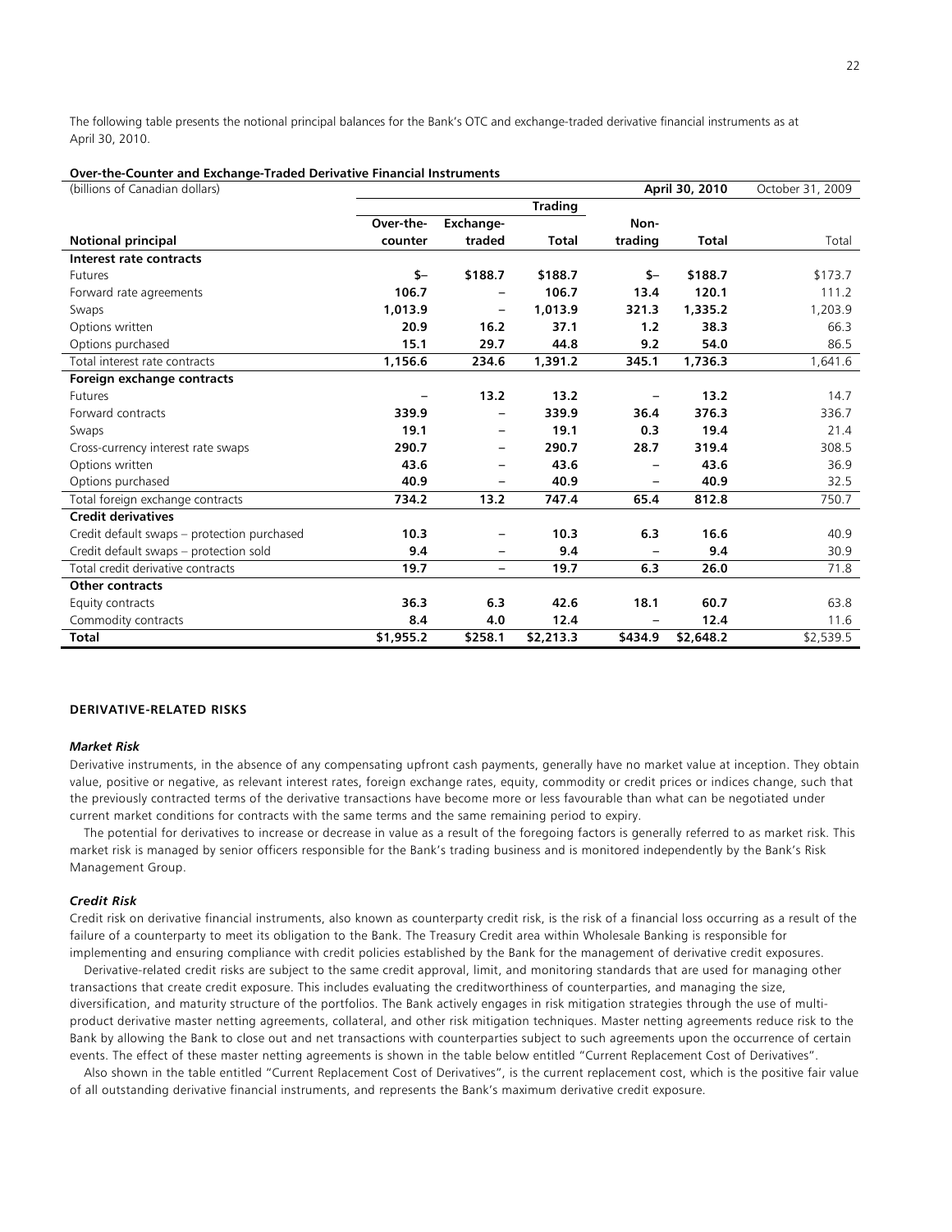The following table presents the notional principal balances for the Bank's OTC and exchange-traded derivative financial instruments as at April 30, 2010.

**Over-the-Counter and Exchange-Traded Derivative Financial Instruments**

| (billions of Canadian dollars) | | | | | **April 30, 2010** | October 31, 2009 |
|---|---|---|---|---|---|---|
| | | | **Trading** | | | |
| **Notional principal** | **Over-the-counter** | **Exchange-traded** | **Total** | **Non-trading** | **Total** | Total |
| **Interest rate contracts** | | | | | | |
| Futures | **$–** | **$188.7** | **$188.7** | **$–** | **$188.7** | $173.7 |
| Forward rate agreements | **106.7** | **–** | **106.7** | **13.4** | **120.1** | 111.2 |
| Swaps | **1,013.9** | **–** | **1,013.9** | **321.3** | **1,335.2** | 1,203.9 |
| Options written | **20.9** | **16.2** | **37.1** | **1.2** | **38.3** | 66.3 |
| Options purchased | **15.1** | **29.7** | **44.8** | **9.2** | **54.0** | 86.5 |
| Total interest rate contracts | **1,156.6** | **234.6** | **1,391.2** | **345.1** | **1,736.3** | 1,641.6 |
| **Foreign exchange contracts** | | | | | | |
| Futures | **–** | **13.2** | **13.2** | **–** | **13.2** | 14.7 |
| Forward contracts | **339.9** | **–** | **339.9** | **36.4** | **376.3** | 336.7 |
| Swaps | **19.1** | **–** | **19.1** | **0.3** | **19.4** | 21.4 |
| Cross-currency interest rate swaps | **290.7** | **–** | **290.7** | **28.7** | **319.4** | 308.5 |
| Options written | **43.6** | **–** | **43.6** | **–** | **43.6** | 36.9 |
| Options purchased | **40.9** | **–** | **40.9** | **–** | **40.9** | 32.5 |
| Total foreign exchange contracts | **734.2** | **13.2** | **747.4** | **65.4** | **812.8** | 750.7 |
| **Credit derivatives** | | | | | | |
| Credit default swaps – protection purchased | **10.3** | **–** | **10.3** | **6.3** | **16.6** | 40.9 |
| Credit default swaps – protection sold | **9.4** | **–** | **9.4** | **–** | **9.4** | 30.9 |
| Total credit derivative contracts | **19.7** | **–** | **19.7** | **6.3** | **26.0** | 71.8 |
| **Other contracts** | | | | | | |
| Equity contracts | **36.3** | **6.3** | **42.6** | **18.1** | **60.7** | 63.8 |
| Commodity contracts | **8.4** | **4.0** | **12.4** | **–** | **12.4** | 11.6 |
| **Total** | **$1,955.2** | **$258.1** | **$2,213.3** | **$434.9** | **$2,648.2** | $2,539.5 |

## DERIVATIVE-RELATED RISKS

### *Market Risk*

Derivative instruments, in the absence of any compensating upfront cash payments, generally have no market value at inception. They obtain value, positive or negative, as relevant interest rates, foreign exchange rates, equity, commodity or credit prices or indices change, such that the previously contracted terms of the derivative transactions have become more or less favourable than what can be negotiated under current market conditions for contracts with the same terms and the same remaining period to expiry.

The potential for derivatives to increase or decrease in value as a result of the foregoing factors is generally referred to as market risk. This market risk is managed by senior officers responsible for the Bank's trading business and is monitored independently by the Bank's Risk Management Group.

### *Credit Risk*

Credit risk on derivative financial instruments, also known as counterparty credit risk, is the risk of a financial loss occurring as a result of the failure of a counterparty to meet its obligation to the Bank. The Treasury Credit area within Wholesale Banking is responsible for implementing and ensuring compliance with credit policies established by the Bank for the management of derivative credit exposures.

Derivative-related credit risks are subject to the same credit approval, limit, and monitoring standards that are used for managing other transactions that create credit exposure. This includes evaluating the creditworthiness of counterparties, and managing the size, diversification, and maturity structure of the portfolios. The Bank actively engages in risk mitigation strategies through the use of multi-product derivative master netting agreements, collateral, and other risk mitigation techniques. Master netting agreements reduce risk to the Bank by allowing the Bank to close out and net transactions with counterparties subject to such agreements upon the occurrence of certain events. The effect of these master netting agreements is shown in the table below entitled "Current Replacement Cost of Derivatives".

Also shown in the table entitled "Current Replacement Cost of Derivatives", is the current replacement cost, which is the positive fair value of all outstanding derivative financial instruments, and represents the Bank's maximum derivative credit exposure.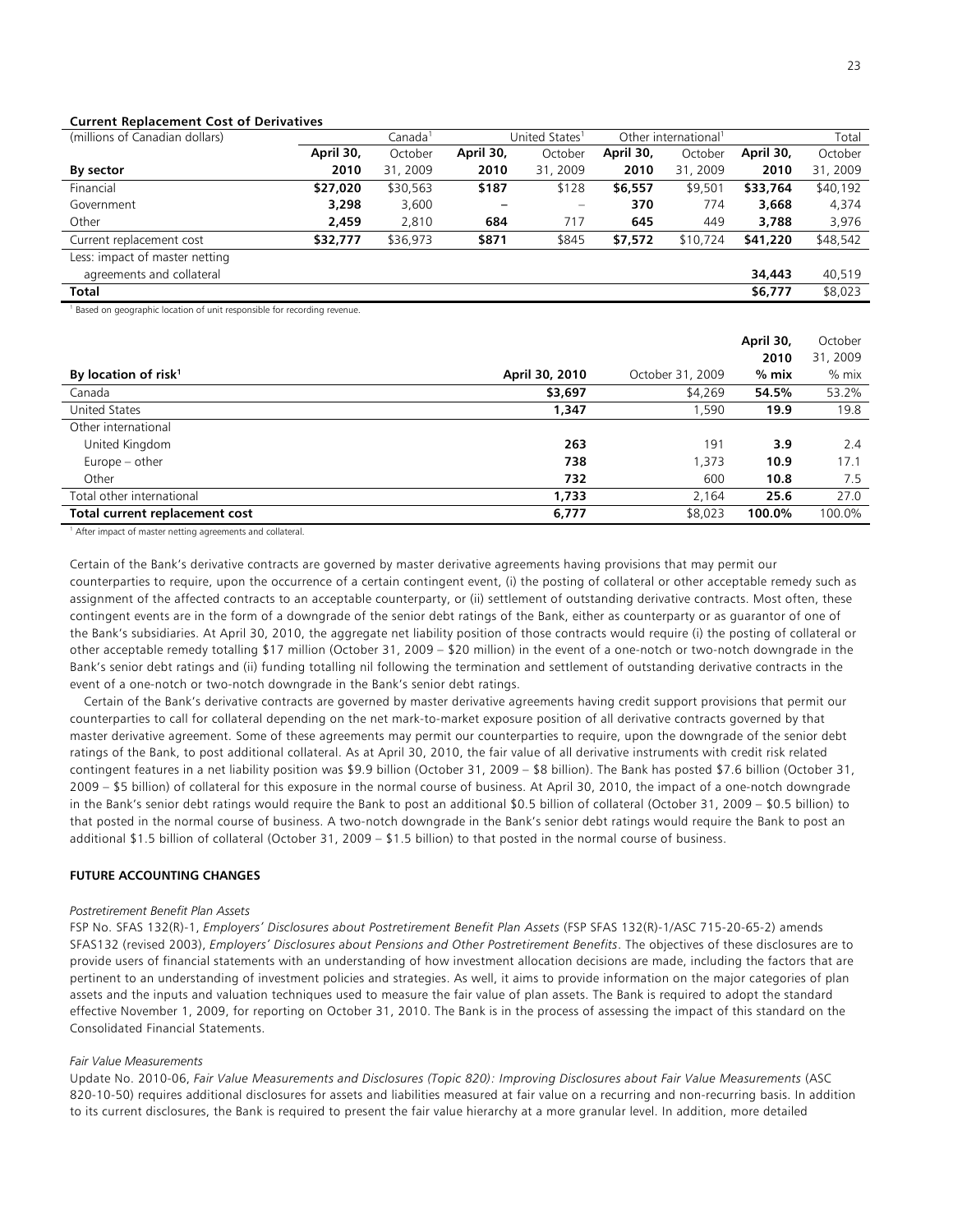**Current Replacement Cost of Derivatives**

| (millions of Canadian dollars) | Canada[1] | | United States[1] | | Other international[1] | | Total | |
|---|---|---|---|---|---|---|---|---|
| **By sector** | **April 30, 2010** | October 31, 2009 | **April 30, 2010** | October 31, 2009 | **April 30, 2010** | October 31, 2009 | **April 30, 2010** | October 31, 2009 |
| Financial | **$27,020** | $30,563 | **$187** | $128 | **$6,557** | $9,501 | **$33,764** | $40,192 |
| Government | **3,298** | 3,600 | **–** | – | **370** | 774 | **3,668** | 4,374 |
| Other | **2,459** | 2,810 | **684** | 717 | **645** | 449 | **3,788** | 3,976 |
| Current replacement cost | **$32,777** | $36,973 | **$871** | $845 | **$7,572** | $10,724 | **$41,220** | $48,542 |
| Less: impact of master netting agreements and collateral | | | | | | | **34,443** | 40,519 |
| **Total** | | | | | | | **$6,777** | $8,023 |

[1] Based on geographic location of unit responsible for recording revenue.

| By location of risk[1] | April 30, 2010 | October 31, 2009 | April 30, 2010 % mix | October 31, 2009 % mix |
|---|---|---|---|---|
| Canada | **$3,697** | $4,269 | **54.5%** | 53.2% |
| United States | **1,347** | 1,590 | **19.9** | 19.8 |
| Other international | | | | |
| United Kingdom | **263** | 191 | **3.9** | 2.4 |
| Europe – other | **738** | 1,373 | **10.9** | 17.1 |
| Other | **732** | 600 | **10.8** | 7.5 |
| Total other international | **1,733** | 2,164 | **25.6** | 27.0 |
| **Total current replacement cost** | **6,777** | $8,023 | **100.0%** | 100.0% |

[1] After impact of master netting agreements and collateral.

Certain of the Bank's derivative contracts are governed by master derivative agreements having provisions that may permit our counterparties to require, upon the occurrence of a certain contingent event, (i) the posting of collateral or other acceptable remedy such as assignment of the affected contracts to an acceptable counterparty, or (ii) settlement of outstanding derivative contracts. Most often, these contingent events are in the form of a downgrade of the senior debt ratings of the Bank, either as counterparty or as guarantor of one of the Bank's subsidiaries. At April 30, 2010, the aggregate net liability position of those contracts would require (i) the posting of collateral or other acceptable remedy totalling $17 million (October 31, 2009 – $20 million) in the event of a one-notch or two-notch downgrade in the Bank's senior debt ratings and (ii) funding totalling nil following the termination and settlement of outstanding derivative contracts in the event of a one-notch or two-notch downgrade in the Bank's senior debt ratings.

Certain of the Bank's derivative contracts are governed by master derivative agreements having credit support provisions that permit our counterparties to call for collateral depending on the net mark-to-market exposure position of all derivative contracts governed by that master derivative agreement. Some of these agreements may permit our counterparties to require, upon the downgrade of the senior debt ratings of the Bank, to post additional collateral. As at April 30, 2010, the fair value of all derivative instruments with credit risk related contingent features in a net liability position was $9.9 billion (October 31, 2009 – $8 billion). The Bank has posted $7.6 billion (October 31, 2009 – $5 billion) of collateral for this exposure in the normal course of business. At April 30, 2010, the impact of a one-notch downgrade in the Bank's senior debt ratings would require the Bank to post an additional $0.5 billion of collateral (October 31, 2009 – $0.5 billion) to that posted in the normal course of business. A two-notch downgrade in the Bank's senior debt ratings would require the Bank to post an additional $1.5 billion of collateral (October 31, 2009 – $1.5 billion) to that posted in the normal course of business.

## FUTURE ACCOUNTING CHANGES

*Postretirement Benefit Plan Assets*

FSP No. SFAS 132(R)-1, *Employers' Disclosures about Postretirement Benefit Plan Assets* (FSP SFAS 132(R)-1/ASC 715-20-65-2) amends SFAS132 (revised 2003), *Employers' Disclosures about Pensions and Other Postretirement Benefits*. The objectives of these disclosures are to provide users of financial statements with an understanding of how investment allocation decisions are made, including the factors that are pertinent to an understanding of investment policies and strategies. As well, it aims to provide information on the major categories of plan assets and the inputs and valuation techniques used to measure the fair value of plan assets. The Bank is required to adopt the standard effective November 1, 2009, for reporting on October 31, 2010. The Bank is in the process of assessing the impact of this standard on the Consolidated Financial Statements.

*Fair Value Measurements*

Update No. 2010-06, *Fair Value Measurements and Disclosures (Topic 820): Improving Disclosures about Fair Value Measurements* (ASC 820-10-50) requires additional disclosures for assets and liabilities measured at fair value on a recurring and non-recurring basis. In addition to its current disclosures, the Bank is required to present the fair value hierarchy at a more granular level. In addition, more detailed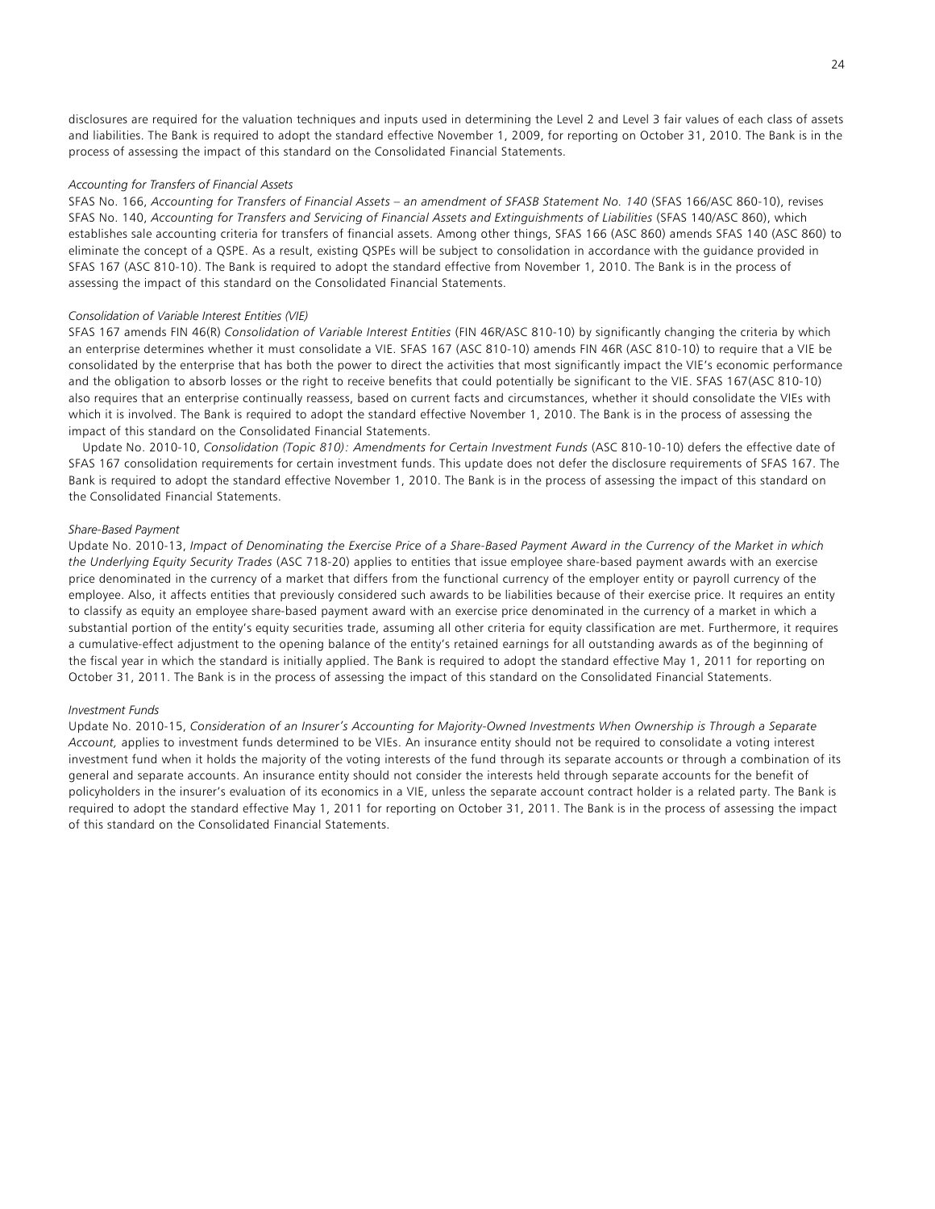disclosures are required for the valuation techniques and inputs used in determining the Level 2 and Level 3 fair values of each class of assets and liabilities. The Bank is required to adopt the standard effective November 1, 2009, for reporting on October 31, 2010. The Bank is in the process of assessing the impact of this standard on the Consolidated Financial Statements.

*Accounting for Transfers of Financial Assets*

SFAS No. 166, *Accounting for Transfers of Financial Assets – an amendment of SFASB Statement No. 140* (SFAS 166/ASC 860-10), revises SFAS No. 140, *Accounting for Transfers and Servicing of Financial Assets and Extinguishments of Liabilities* (SFAS 140/ASC 860), which establishes sale accounting criteria for transfers of financial assets. Among other things, SFAS 166 (ASC 860) amends SFAS 140 (ASC 860) to eliminate the concept of a QSPE. As a result, existing QSPEs will be subject to consolidation in accordance with the guidance provided in SFAS 167 (ASC 810-10). The Bank is required to adopt the standard effective from November 1, 2010. The Bank is in the process of assessing the impact of this standard on the Consolidated Financial Statements.

*Consolidation of Variable Interest Entities (VIE)*

SFAS 167 amends FIN 46(R) *Consolidation of Variable Interest Entities* (FIN 46R/ASC 810-10) by significantly changing the criteria by which an enterprise determines whether it must consolidate a VIE. SFAS 167 (ASC 810-10) amends FIN 46R (ASC 810-10) to require that a VIE be consolidated by the enterprise that has both the power to direct the activities that most significantly impact the VIE's economic performance and the obligation to absorb losses or the right to receive benefits that could potentially be significant to the VIE. SFAS 167(ASC 810-10) also requires that an enterprise continually reassess, based on current facts and circumstances, whether it should consolidate the VIEs with which it is involved. The Bank is required to adopt the standard effective November 1, 2010. The Bank is in the process of assessing the impact of this standard on the Consolidated Financial Statements.

Update No. 2010-10, *Consolidation (Topic 810): Amendments for Certain Investment Funds* (ASC 810-10-10) defers the effective date of SFAS 167 consolidation requirements for certain investment funds. This update does not defer the disclosure requirements of SFAS 167. The Bank is required to adopt the standard effective November 1, 2010. The Bank is in the process of assessing the impact of this standard on the Consolidated Financial Statements.

*Share-Based Payment*

Update No. 2010-13, *Impact of Denominating the Exercise Price of a Share-Based Payment Award in the Currency of the Market in which the Underlying Equity Security Trades* (ASC 718-20) applies to entities that issue employee share-based payment awards with an exercise price denominated in the currency of a market that differs from the functional currency of the employer entity or payroll currency of the employee. Also, it affects entities that previously considered such awards to be liabilities because of their exercise price. It requires an entity to classify as equity an employee share-based payment award with an exercise price denominated in the currency of a market in which a substantial portion of the entity's equity securities trade, assuming all other criteria for equity classification are met. Furthermore, it requires a cumulative-effect adjustment to the opening balance of the entity's retained earnings for all outstanding awards as of the beginning of the fiscal year in which the standard is initially applied. The Bank is required to adopt the standard effective May 1, 2011 for reporting on October 31, 2011. The Bank is in the process of assessing the impact of this standard on the Consolidated Financial Statements.

*Investment Funds*

Update No. 2010-15, *Consideration of an Insurer's Accounting for Majority-Owned Investments When Ownership is Through a Separate Account,* applies to investment funds determined to be VIEs. An insurance entity should not be required to consolidate a voting interest investment fund when it holds the majority of the voting interests of the fund through its separate accounts or through a combination of its general and separate accounts. An insurance entity should not consider the interests held through separate accounts for the benefit of policyholders in the insurer's evaluation of its economics in a VIE, unless the separate account contract holder is a related party. The Bank is required to adopt the standard effective May 1, 2011 for reporting on October 31, 2011. The Bank is in the process of assessing the impact of this standard on the Consolidated Financial Statements.